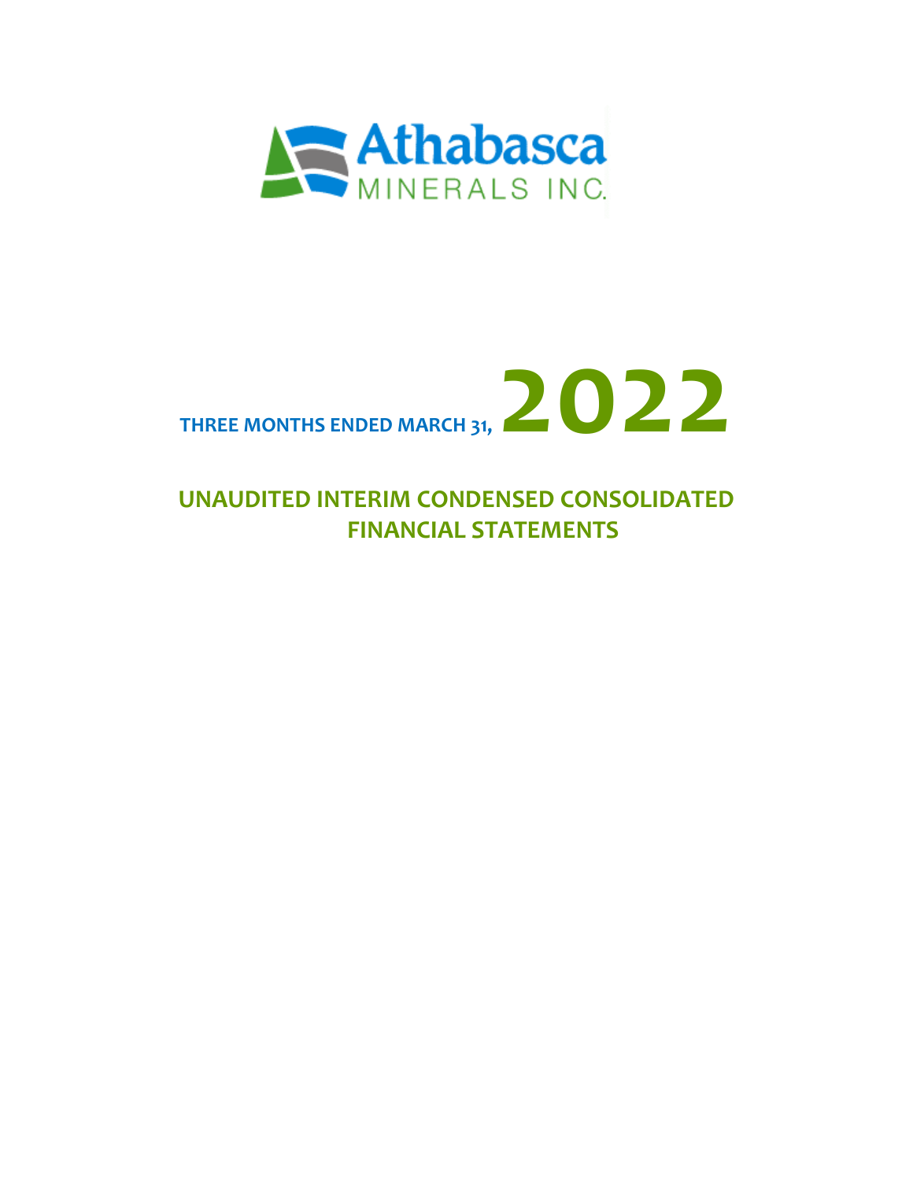Athabasca MINERALS INC.

# THREE MONTHS ENDED MARCH 31, 2022

## UNAUDITED INTERIM CONDENSED CONSOLIDATED FINANCIAL STATEMENTS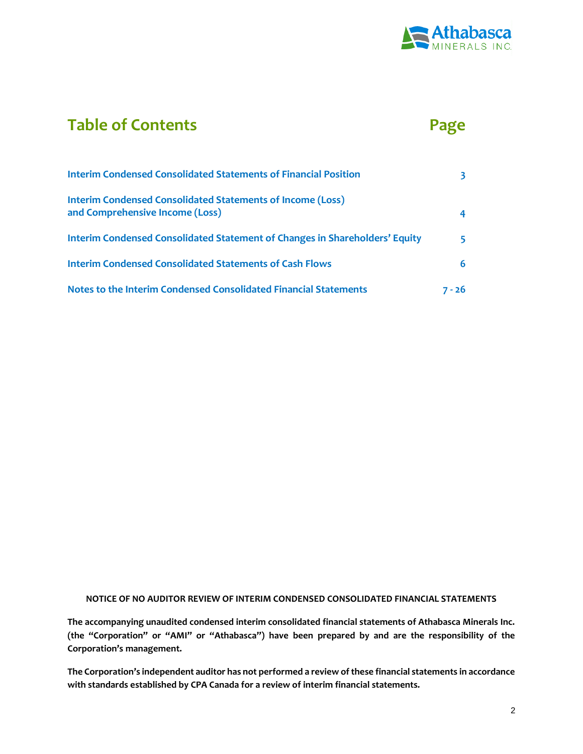## Table of Contents

| | Page |
|---|---|
| **Interim Condensed Consolidated Statements of Financial Position** | 3 |
| **Interim Condensed Consolidated Statements of Income (Loss) and Comprehensive Income (Loss)** | 4 |
| **Interim Condensed Consolidated Statement of Changes in Shareholders' Equity** | 5 |
| **Interim Condensed Consolidated Statements of Cash Flows** | 6 |
| **Notes to the Interim Condensed Consolidated Financial Statements** | 7 - 26 |

**NOTICE OF NO AUDITOR REVIEW OF INTERIM CONDENSED CONSOLIDATED FINANCIAL STATEMENTS**

**The accompanying unaudited condensed interim consolidated financial statements of Athabasca Minerals Inc. (the "Corporation" or "AMI" or "Athabasca") have been prepared by and are the responsibility of the Corporation's management.**

**The Corporation's independent auditor has not performed a review of these financial statements in accordance with standards established by CPA Canada for a review of interim financial statements.**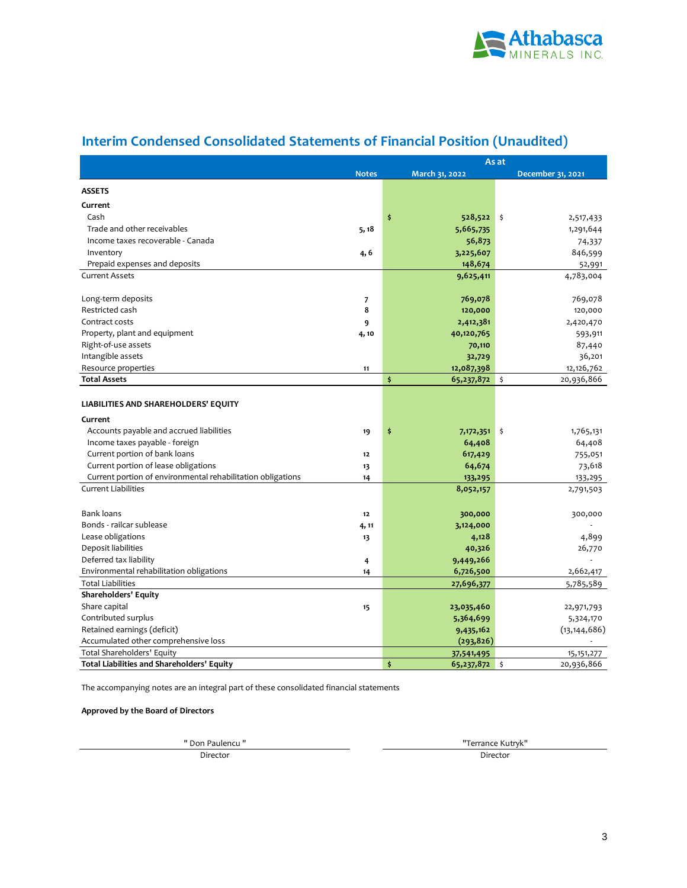## Interim Condensed Consolidated Statements of Financial Position (Unaudited)

| | Notes | As at March 31, 2022 | As at December 31, 2021 |
|---|---|---|---|
| **ASSETS** | | | |
| **Current** | | | |
| Cash | | $ 528,522 | $ 2,517,433 |
| Trade and other receivables | 5, 18 | 5,665,735 | 1,291,644 |
| Income taxes recoverable - Canada | | 56,873 | 74,337 |
| Inventory | 4, 6 | 3,225,607 | 846,599 |
| Prepaid expenses and deposits | | 148,674 | 52,991 |
| Current Assets | | 9,625,411 | 4,783,004 |
| | | | |
| Long-term deposits | 7 | 769,078 | 769,078 |
| Restricted cash | 8 | 120,000 | 120,000 |
| Contract costs | 9 | 2,412,381 | 2,420,470 |
| Property, plant and equipment | 4, 10 | 40,120,765 | 593,911 |
| Right-of-use assets | | 70,110 | 87,440 |
| Intangible assets | | 32,729 | 36,201 |
| Resource properties | 11 | 12,087,398 | 12,126,762 |
| **Total Assets** | | $ 65,237,872 | $ 20,936,866 |
| | | | |
| **LIABILITIES AND SHAREHOLDERS' EQUITY** | | | |
| **Current** | | | |
| Accounts payable and accrued liabilities | 19 | $ 7,172,351 | $ 1,765,131 |
| Income taxes payable - foreign | | 64,408 | 64,408 |
| Current portion of bank loans | 12 | 617,429 | 755,051 |
| Current portion of lease obligations | 13 | 64,674 | 73,618 |
| Current portion of environmental rehabilitation obligations | 14 | 133,295 | 133,295 |
| Current Liabilities | | 8,052,157 | 2,791,503 |
| | | | |
| Bank loans | 12 | 300,000 | 300,000 |
| Bonds - railcar sublease | 4, 11 | 3,124,000 | - |
| Lease obligations | 13 | 4,128 | 4,899 |
| Deposit liabilities | | 40,326 | 26,770 |
| Deferred tax liability | 4 | 9,449,266 | - |
| Environmental rehabilitation obligations | 14 | 6,726,500 | 2,662,417 |
| Total Liabilities | | 27,696,377 | 5,785,589 |
| **Shareholders' Equity** | | | |
| Share capital | 15 | 23,035,460 | 22,971,793 |
| Contributed surplus | | 5,364,699 | 5,324,170 |
| Retained earnings (deficit) | | 9,435,162 | (13,144,686) |
| Accumulated other comprehensive loss | | (293,826) | - |
| Total Shareholders' Equity | | 37,541,495 | 15,151,277 |
| **Total Liabilities and Shareholders' Equity** | | $ 65,237,872 | $ 20,936,866 |

The accompanying notes are an integral part of these consolidated financial statements

**Approved by the Board of Directors**

" Don Paulencu "
Director

"Terrance Kutryk"
Director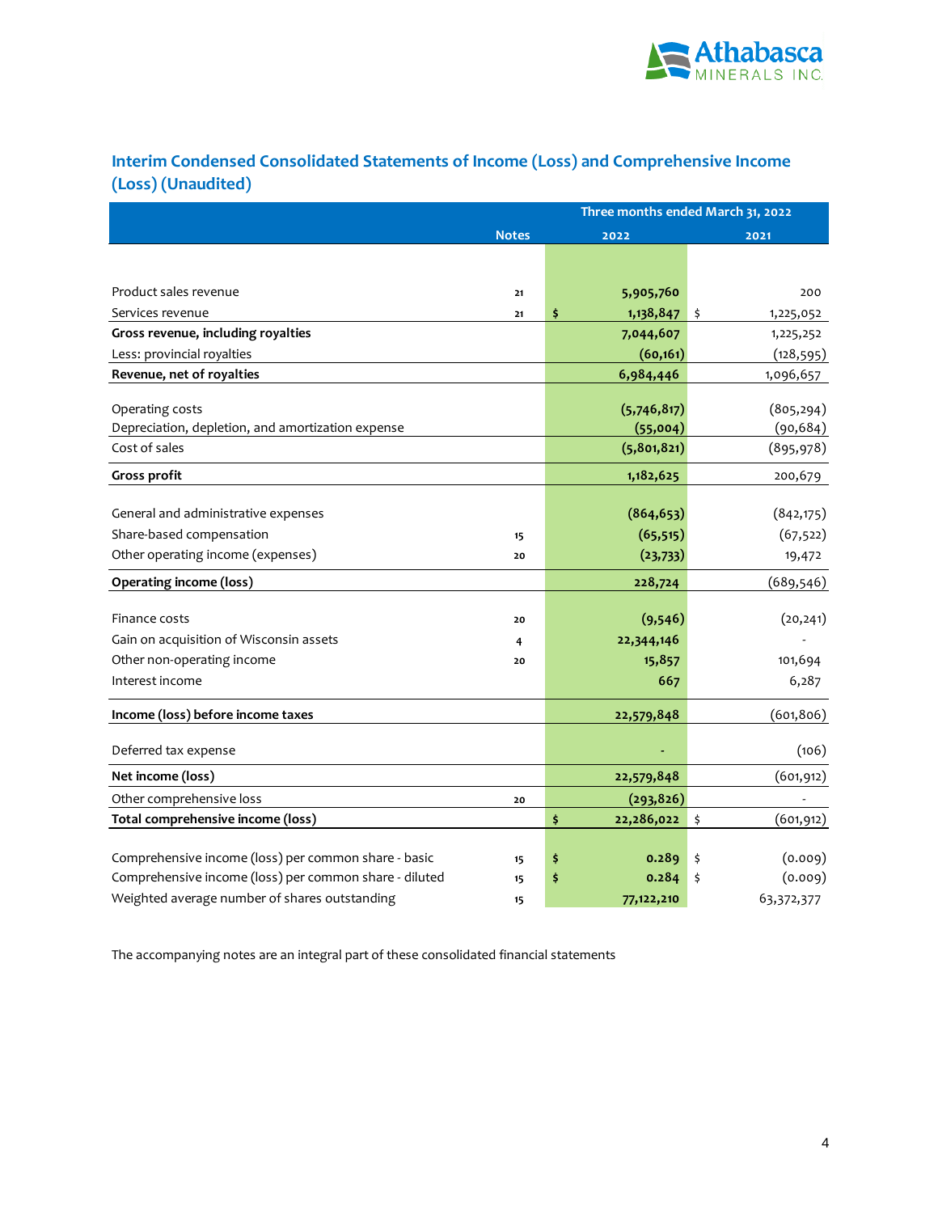## Interim Condensed Consolidated Statements of Income (Loss) and Comprehensive Income (Loss) (Unaudited)

| | Notes | Three months ended March 31, 2022 2022 | 2021 |
|---|---|---|---|
| Product sales revenue | 21 | 5,905,760 | 200 |
| Services revenue | 21 | $ 1,138,847 | $ 1,225,052 |
| **Gross revenue, including royalties** | | 7,044,607 | 1,225,252 |
| Less: provincial royalties | | (60,161) | (128,595) |
| **Revenue, net of royalties** | | 6,984,446 | 1,096,657 |
| Operating costs | | (5,746,817) | (805,294) |
| Depreciation, depletion, and amortization expense | | (55,004) | (90,684) |
| Cost of sales | | (5,801,821) | (895,978) |
| **Gross profit** | | 1,182,625 | 200,679 |
| General and administrative expenses | | (864,653) | (842,175) |
| Share-based compensation | 15 | (65,515) | (67,522) |
| Other operating income (expenses) | 20 | (23,733) | 19,472 |
| **Operating income (loss)** | | 228,724 | (689,546) |
| Finance costs | 20 | (9,546) | (20,241) |
| Gain on acquisition of Wisconsin assets | 4 | 22,344,146 | - |
| Other non-operating income | 20 | 15,857 | 101,694 |
| Interest income | | 667 | 6,287 |
| **Income (loss) before income taxes** | | 22,579,848 | (601,806) |
| Deferred tax expense | | - | (106) |
| **Net income (loss)** | | 22,579,848 | (601,912) |
| Other comprehensive loss | 20 | (293,826) | - |
| **Total comprehensive income (loss)** | | $ 22,286,022 | $ (601,912) |
| Comprehensive income (loss) per common share - basic | 15 | $ 0.289 | $ (0.009) |
| Comprehensive income (loss) per common share - diluted | 15 | $ 0.284 | $ (0.009) |
| Weighted average number of shares outstanding | 15 | 77,122,210 | 63,372,377 |

The accompanying notes are an integral part of these consolidated financial statements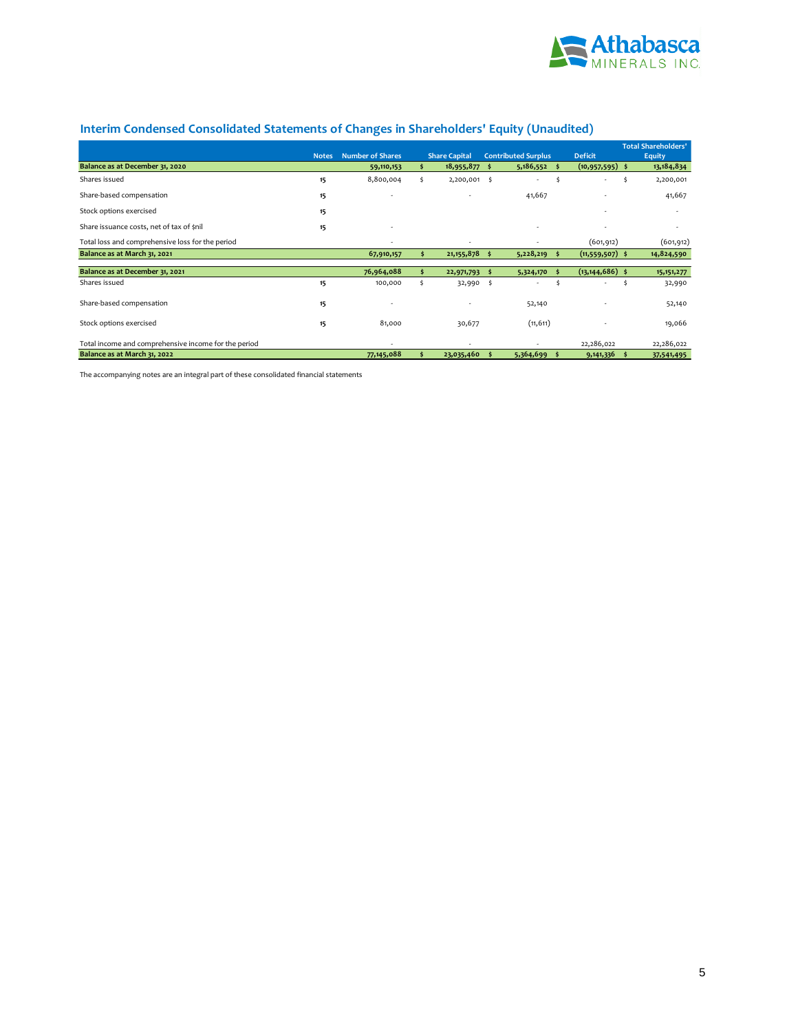## Interim Condensed Consolidated Statements of Changes in Shareholders' Equity (Unaudited)

| | Notes | Number of Shares | Share Capital | Contributed Surplus | Deficit | Total Shareholders' Equity |
|---|---|---|---|---|---|---|
| **Balance as at December 31, 2020** | | **59,110,153** | **$ 18,955,877** | **$ 5,186,552** | **$ (10,957,595)** | **$ 13,184,834** |
| Shares issued | 15 | 8,800,004 | $ 2,200,001 | $ - | $ - | $ 2,200,001 |
| Share-based compensation | 15 | - | - | 41,667 | - | 41,667 |
| Stock options exercised | 15 | | | | - | - |
| Share issuance costs, net of tax of $nil | 15 | - | | - | - | - |
| Total loss and comprehensive loss for the period | | - | - | - | (601,912) | (601,912) |
| **Balance as at March 31, 2021** | | **67,910,157** | **$ 21,155,878** | **$ 5,228,219** | **$ (11,559,507)** | **$ 14,824,590** |
| | | | | | | |
| **Balance as at December 31, 2021** | | **76,964,088** | **$ 22,971,793** | **$ 5,324,170** | **$ (13,144,686)** | **$ 15,151,277** |
| Shares issued | 15 | 100,000 | $ 32,990 | $ - | $ - | $ 32,990 |
| Share-based compensation | 15 | - | - | 52,140 | - | 52,140 |
| Stock options exercised | 15 | 81,000 | 30,677 | (11,611) | - | 19,066 |
| Total income and comprehensive income for the period | | - | - | - | 22,286,022 | 22,286,022 |
| **Balance as at March 31, 2022** | | **77,145,088** | **$ 23,035,460** | **$ 5,364,699** | **$ 9,141,336** | **$ 37,541,495** |

The accompanying notes are an integral part of these consolidated financial statements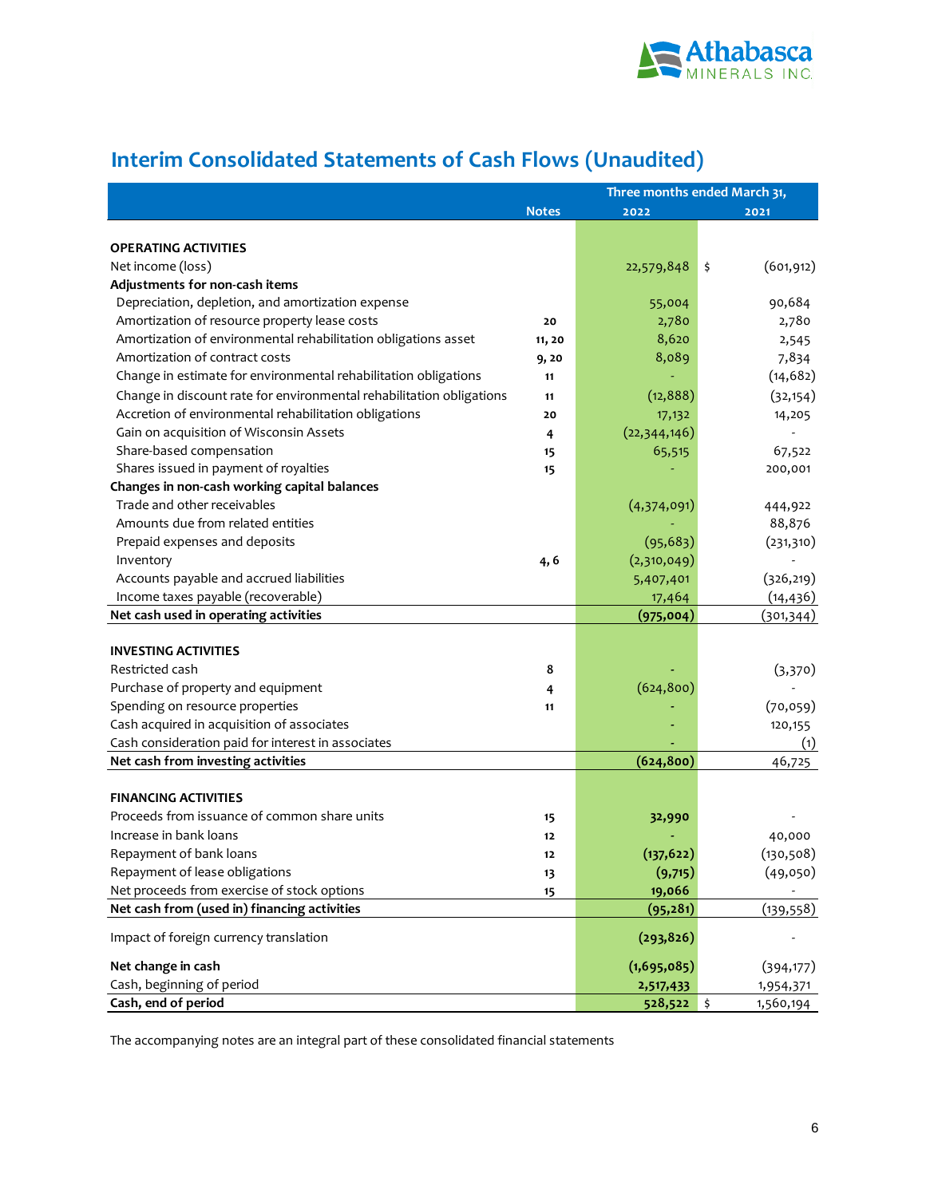# Interim Consolidated Statements of Cash Flows (Unaudited)

| | Notes | Three months ended March 31, 2022 | 2021 |
|---|---|---|---|
| **OPERATING ACTIVITIES** | | | |
| Net income (loss) | | 22,579,848 | $ (601,912) |
| **Adjustments for non-cash items** | | | |
| Depreciation, depletion, and amortization expense | | 55,004 | 90,684 |
| Amortization of resource property lease costs | 20 | 2,780 | 2,780 |
| Amortization of environmental rehabilitation obligations asset | 11, 20 | 8,620 | 2,545 |
| Amortization of contract costs | 9, 20 | 8,089 | 7,834 |
| Change in estimate for environmental rehabilitation obligations | 11 | - | (14,682) |
| Change in discount rate for environmental rehabilitation obligations | 11 | (12,888) | (32,154) |
| Accretion of environmental rehabilitation obligations | 20 | 17,132 | 14,205 |
| Gain on acquisition of Wisconsin Assets | 4 | (22,344,146) | - |
| Share-based compensation | 15 | 65,515 | 67,522 |
| Shares issued in payment of royalties | 15 | - | 200,001 |
| **Changes in non-cash working capital balances** | | | |
| Trade and other receivables | | (4,374,091) | 444,922 |
| Amounts due from related entities | | - | 88,876 |
| Prepaid expenses and deposits | | (95,683) | (231,310) |
| Inventory | 4, 6 | (2,310,049) | - |
| Accounts payable and accrued liabilities | | 5,407,401 | (326,219) |
| Income taxes payable (recoverable) | | 17,464 | (14,436) |
| **Net cash used in operating activities** | | **(975,004)** | (301,344) |
| **INVESTING ACTIVITIES** | | | |
| Restricted cash | 8 | - | (3,370) |
| Purchase of property and equipment | 4 | (624,800) | - |
| Spending on resource properties | 11 | - | (70,059) |
| Cash acquired in acquisition of associates | | - | 120,155 |
| Cash consideration paid for interest in associates | | - | (1) |
| **Net cash from investing activities** | | **(624,800)** | 46,725 |
| **FINANCING ACTIVITIES** | | | |
| Proceeds from issuance of common share units | 15 | 32,990 | - |
| Increase in bank loans | 12 | - | 40,000 |
| Repayment of bank loans | 12 | (137,622) | (130,508) |
| Repayment of lease obligations | 13 | (9,715) | (49,050) |
| Net proceeds from exercise of stock options | 15 | 19,066 | - |
| **Net cash from (used in) financing activities** | | **(95,281)** | (139,558) |
| Impact of foreign currency translation | | (293,826) | - |
| **Net change in cash** | | **(1,695,085)** | (394,177) |
| Cash, beginning of period | | 2,517,433 | 1,954,371 |
| **Cash, end of period** | | **528,522** | $ 1,560,194 |

The accompanying notes are an integral part of these consolidated financial statements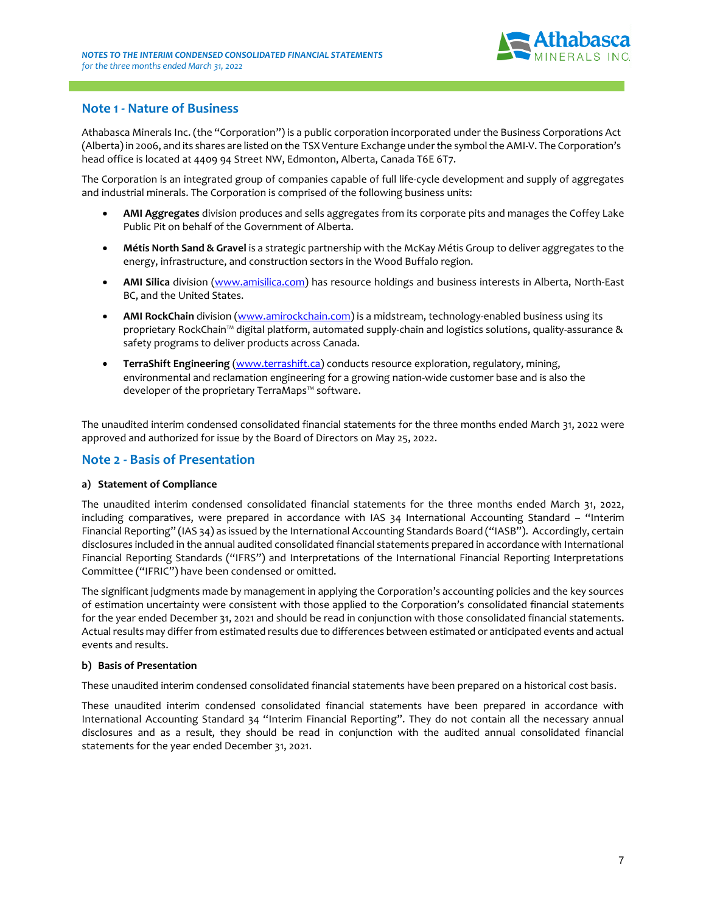## Note 1 - Nature of Business

Athabasca Minerals Inc. (the "Corporation") is a public corporation incorporated under the Business Corporations Act (Alberta) in 2006, and its shares are listed on the TSX Venture Exchange under the symbol the AMI-V. The Corporation's head office is located at 4409 94 Street NW, Edmonton, Alberta, Canada T6E 6T7.

The Corporation is an integrated group of companies capable of full life-cycle development and supply of aggregates and industrial minerals. The Corporation is comprised of the following business units:

- **AMI Aggregates** division produces and sells aggregates from its corporate pits and manages the Coffey Lake Public Pit on behalf of the Government of Alberta.
- **Métis North Sand & Gravel** is a strategic partnership with the McKay Métis Group to deliver aggregates to the energy, infrastructure, and construction sectors in the Wood Buffalo region.
- **AMI Silica** division (www.amisilica.com) has resource holdings and business interests in Alberta, North-East BC, and the United States.
- **AMI RockChain** division (www.amirockchain.com) is a midstream, technology-enabled business using its proprietary RockChain™ digital platform, automated supply-chain and logistics solutions, quality-assurance & safety programs to deliver products across Canada.
- **TerraShift Engineering** (www.terrashift.ca) conducts resource exploration, regulatory, mining, environmental and reclamation engineering for a growing nation-wide customer base and is also the developer of the proprietary TerraMaps™ software.

The unaudited interim condensed consolidated financial statements for the three months ended March 31, 2022 were approved and authorized for issue by the Board of Directors on May 25, 2022.

## Note 2 - Basis of Presentation

### a) Statement of Compliance

The unaudited interim condensed consolidated financial statements for the three months ended March 31, 2022, including comparatives, were prepared in accordance with IAS 34 International Accounting Standard – "Interim Financial Reporting" (IAS 34) as issued by the International Accounting Standards Board ("IASB"). Accordingly, certain disclosures included in the annual audited consolidated financial statements prepared in accordance with International Financial Reporting Standards ("IFRS") and Interpretations of the International Financial Reporting Interpretations Committee ("IFRIC") have been condensed or omitted.

The significant judgments made by management in applying the Corporation's accounting policies and the key sources of estimation uncertainty were consistent with those applied to the Corporation's consolidated financial statements for the year ended December 31, 2021 and should be read in conjunction with those consolidated financial statements. Actual results may differ from estimated results due to differences between estimated or anticipated events and actual events and results.

### b) Basis of Presentation

These unaudited interim condensed consolidated financial statements have been prepared on a historical cost basis.

These unaudited interim condensed consolidated financial statements have been prepared in accordance with International Accounting Standard 34 "Interim Financial Reporting". They do not contain all the necessary annual disclosures and as a result, they should be read in conjunction with the audited annual consolidated financial statements for the year ended December 31, 2021.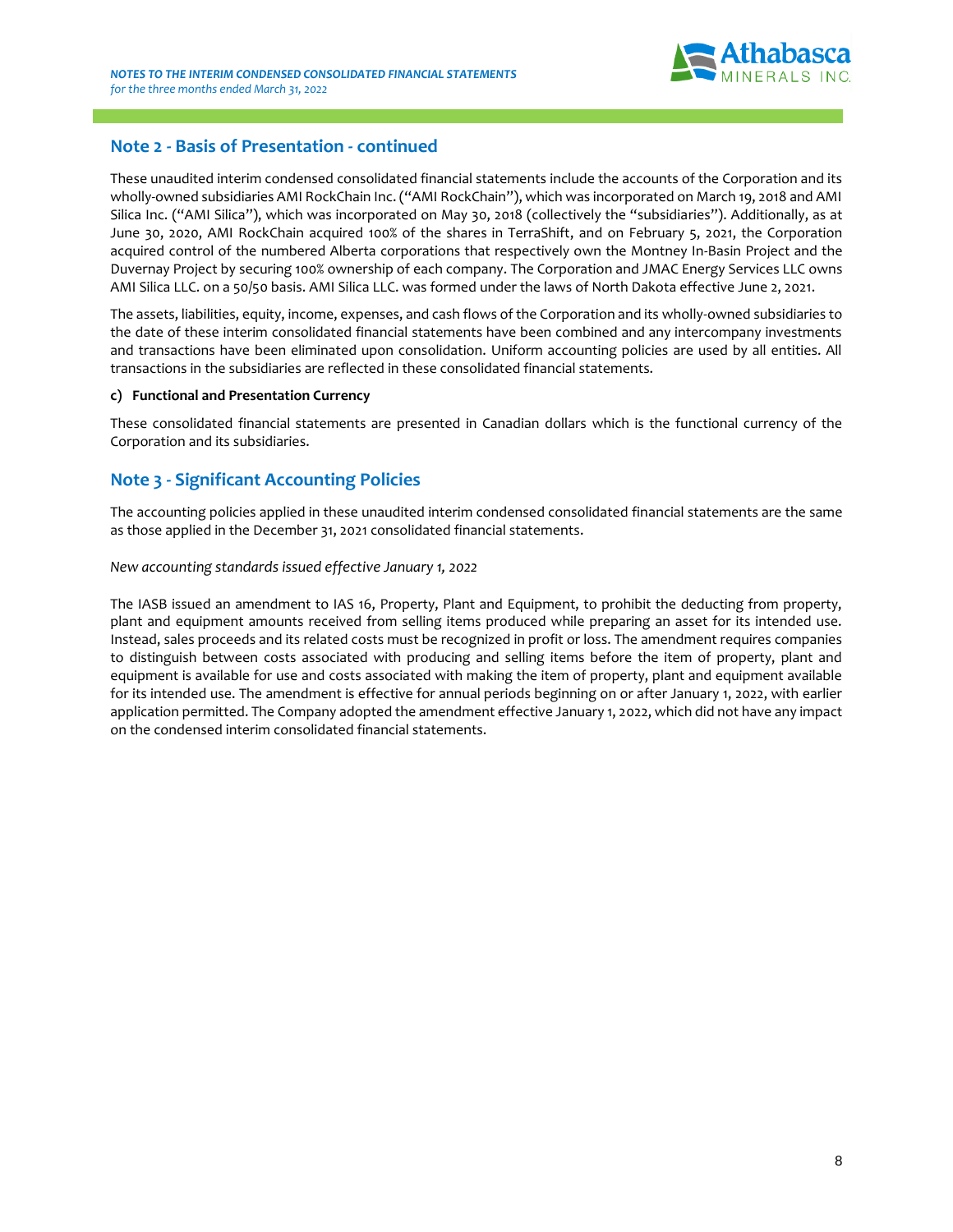## Note 2 - Basis of Presentation - continued

These unaudited interim condensed consolidated financial statements include the accounts of the Corporation and its wholly-owned subsidiaries AMI RockChain Inc. ("AMI RockChain"), which was incorporated on March 19, 2018 and AMI Silica Inc. ("AMI Silica"), which was incorporated on May 30, 2018 (collectively the "subsidiaries"). Additionally, as at June 30, 2020, AMI RockChain acquired 100% of the shares in TerraShift, and on February 5, 2021, the Corporation acquired control of the numbered Alberta corporations that respectively own the Montney In-Basin Project and the Duvernay Project by securing 100% ownership of each company. The Corporation and JMAC Energy Services LLC owns AMI Silica LLC. on a 50/50 basis. AMI Silica LLC. was formed under the laws of North Dakota effective June 2, 2021.

The assets, liabilities, equity, income, expenses, and cash flows of the Corporation and its wholly-owned subsidiaries to the date of these interim consolidated financial statements have been combined and any intercompany investments and transactions have been eliminated upon consolidation. Uniform accounting policies are used by all entities. All transactions in the subsidiaries are reflected in these consolidated financial statements.

**c) Functional and Presentation Currency**

These consolidated financial statements are presented in Canadian dollars which is the functional currency of the Corporation and its subsidiaries.

## Note 3 - Significant Accounting Policies

The accounting policies applied in these unaudited interim condensed consolidated financial statements are the same as those applied in the December 31, 2021 consolidated financial statements.

*New accounting standards issued effective January 1, 2022*

The IASB issued an amendment to IAS 16, Property, Plant and Equipment, to prohibit the deducting from property, plant and equipment amounts received from selling items produced while preparing an asset for its intended use. Instead, sales proceeds and its related costs must be recognized in profit or loss. The amendment requires companies to distinguish between costs associated with producing and selling items before the item of property, plant and equipment is available for use and costs associated with making the item of property, plant and equipment available for its intended use. The amendment is effective for annual periods beginning on or after January 1, 2022, with earlier application permitted. The Company adopted the amendment effective January 1, 2022, which did not have any impact on the condensed interim consolidated financial statements.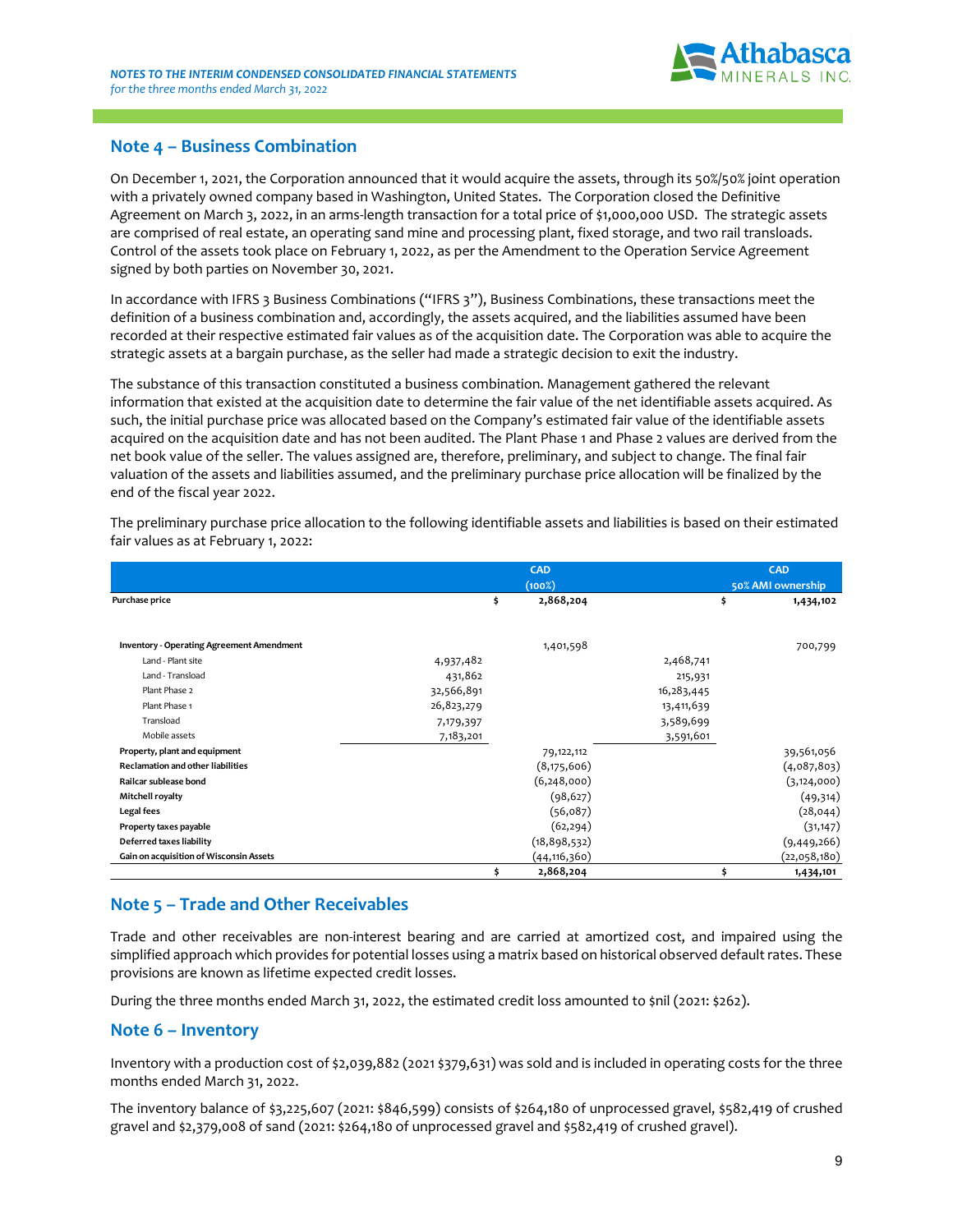## Note 4 – Business Combination

On December 1, 2021, the Corporation announced that it would acquire the assets, through its 50%/50% joint operation with a privately owned company based in Washington, United States. The Corporation closed the Definitive Agreement on March 3, 2022, in an arms-length transaction for a total price of $1,000,000 USD. The strategic assets are comprised of real estate, an operating sand mine and processing plant, fixed storage, and two rail transloads. Control of the assets took place on February 1, 2022, as per the Amendment to the Operation Service Agreement signed by both parties on November 30, 2021.

In accordance with IFRS 3 Business Combinations ("IFRS 3"), Business Combinations, these transactions meet the definition of a business combination and, accordingly, the assets acquired, and the liabilities assumed have been recorded at their respective estimated fair values as of the acquisition date. The Corporation was able to acquire the strategic assets at a bargain purchase, as the seller had made a strategic decision to exit the industry.

The substance of this transaction constituted a business combination. Management gathered the relevant information that existed at the acquisition date to determine the fair value of the net identifiable assets acquired. As such, the initial purchase price was allocated based on the Company's estimated fair value of the identifiable assets acquired on the acquisition date and has not been audited. The Plant Phase 1 and Phase 2 values are derived from the net book value of the seller. The values assigned are, therefore, preliminary, and subject to change. The final fair valuation of the assets and liabilities assumed, and the preliminary purchase price allocation will be finalized by the end of the fiscal year 2022.

The preliminary purchase price allocation to the following identifiable assets and liabilities is based on their estimated fair values as at February 1, 2022:

| | | CAD (100%) | | CAD 50% AMI ownership |
|---|---|---|---|---|
| **Purchase price** | | $ 2,868,204 | | $ 1,434,102 |
| | | | | |
| **Inventory - Operating Agreement Amendment** | | 1,401,598 | | 700,799 |
| Land - Plant site | 4,937,482 | | 2,468,741 | |
| Land - Transload | 431,862 | | 215,931 | |
| Plant Phase 2 | 32,566,891 | | 16,283,445 | |
| Plant Phase 1 | 26,823,279 | | 13,411,639 | |
| Transload | 7,179,397 | | 3,589,699 | |
| Mobile assets | 7,183,201 | | 3,591,601 | |
| **Property, plant and equipment** | | 79,122,112 | | 39,561,056 |
| **Reclamation and other liabilities** | | (8,175,606) | | (4,087,803) |
| **Railcar sublease bond** | | (6,248,000) | | (3,124,000) |
| **Mitchell royalty** | | (98,627) | | (49,314) |
| **Legal fees** | | (56,087) | | (28,044) |
| **Property taxes payable** | | (62,294) | | (31,147) |
| **Deferred taxes liability** | | (18,898,532) | | (9,449,266) |
| **Gain on acquisition of Wisconsin Assets** | | (44,116,360) | | (22,058,180) |
| | | $ 2,868,204 | | $ 1,434,101 |

## Note 5 – Trade and Other Receivables

Trade and other receivables are non-interest bearing and are carried at amortized cost, and impaired using the simplified approach which provides for potential losses using a matrix based on historical observed default rates. These provisions are known as lifetime expected credit losses.

During the three months ended March 31, 2022, the estimated credit loss amounted to $nil (2021: $262).

## Note 6 – Inventory

Inventory with a production cost of $2,039,882 (2021 $379,631) was sold and is included in operating costs for the three months ended March 31, 2022.

The inventory balance of $3,225,607 (2021: $846,599) consists of $264,180 of unprocessed gravel, $582,419 of crushed gravel and $2,379,008 of sand (2021: $264,180 of unprocessed gravel and $582,419 of crushed gravel).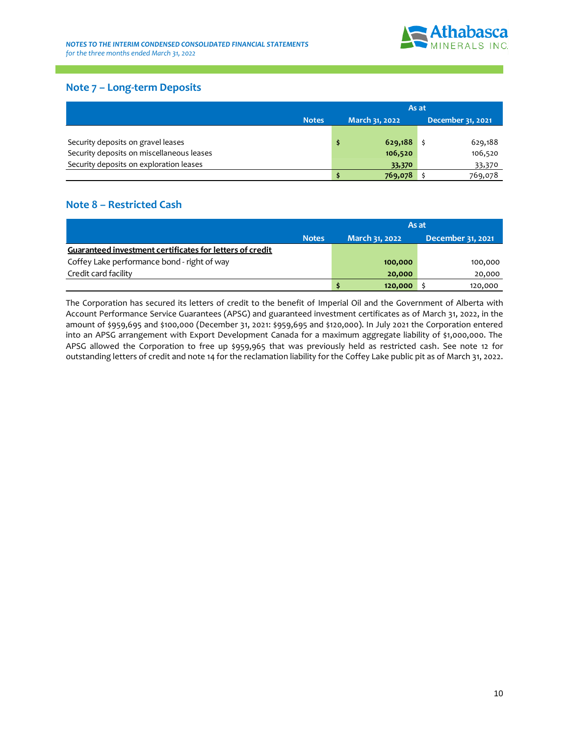## Note 7 – Long-term Deposits

| | Notes | As at March 31, 2022 | As at December 31, 2021 |
|---|---|---|---|
| Security deposits on gravel leases | | $ **629,188** | $ 629,188 |
| Security deposits on miscellaneous leases | | **106,520** | 106,520 |
| Security deposits on exploration leases | | **33,370** | 33,370 |
| | | $ **769,078** | $ 769,078 |

## Note 8 – Restricted Cash

| | Notes | As at March 31, 2022 | As at December 31, 2021 |
|---|---|---|---|
| **Guaranteed investment certificates for letters of credit** | | | |
| Coffey Lake performance bond - right of way | | **100,000** | 100,000 |
| Credit card facility | | **20,000** | 20,000 |
| | | $ **120,000** | $ 120,000 |

The Corporation has secured its letters of credit to the benefit of Imperial Oil and the Government of Alberta with Account Performance Service Guarantees (APSG) and guaranteed investment certificates as of March 31, 2022, in the amount of $959,695 and $100,000 (December 31, 2021: $959,695 and $120,000). In July 2021 the Corporation entered into an APSG arrangement with Export Development Canada for a maximum aggregate liability of $1,000,000. The APSG allowed the Corporation to free up $959,965 that was previously held as restricted cash. See note 12 for outstanding letters of credit and note 14 for the reclamation liability for the Coffey Lake public pit as of March 31, 2022.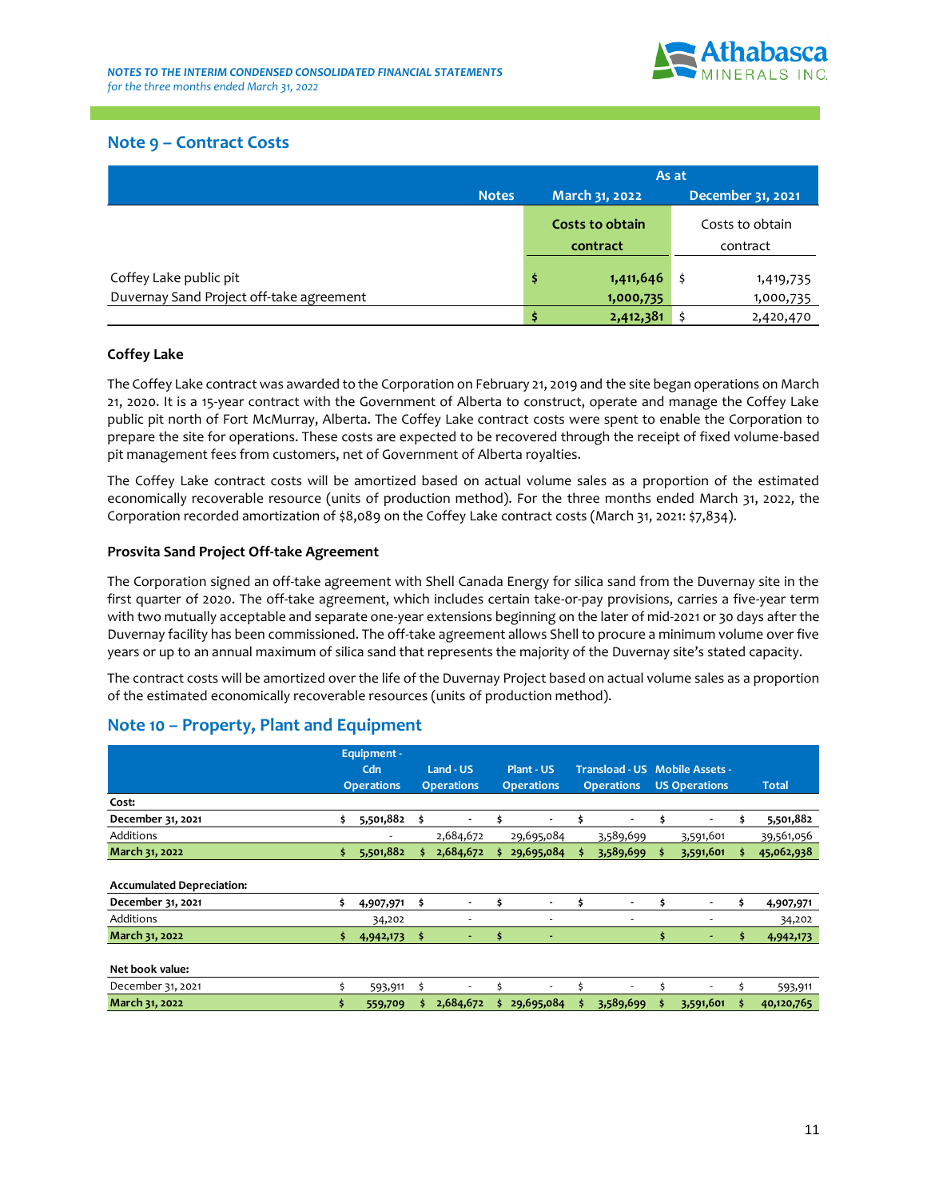## Note 9 – Contract Costs

| | Notes | As at March 31, 2022 | As at December 31, 2021 |
|---|---|---|---|
| | | **Costs to obtain contract** | Costs to obtain contract |
| Coffey Lake public pit | | **$ 1,411,646** | $ 1,419,735 |
| Duvernay Sand Project off-take agreement | | **1,000,735** | 1,000,735 |
| | | **$ 2,412,381** | $ 2,420,470 |

### Coffey Lake

The Coffey Lake contract was awarded to the Corporation on February 21, 2019 and the site began operations on March 21, 2020. It is a 15-year contract with the Government of Alberta to construct, operate and manage the Coffey Lake public pit north of Fort McMurray, Alberta. The Coffey Lake contract costs were spent to enable the Corporation to prepare the site for operations. These costs are expected to be recovered through the receipt of fixed volume-based pit management fees from customers, net of Government of Alberta royalties.

The Coffey Lake contract costs will be amortized based on actual volume sales as a proportion of the estimated economically recoverable resource (units of production method). For the three months ended March 31, 2022, the Corporation recorded amortization of $8,089 on the Coffey Lake contract costs (March 31, 2021: $7,834).

### Prosvita Sand Project Off-take Agreement

The Corporation signed an off-take agreement with Shell Canada Energy for silica sand from the Duvernay site in the first quarter of 2020. The off-take agreement, which includes certain take-or-pay provisions, carries a five-year term with two mutually acceptable and separate one-year extensions beginning on the later of mid-2021 or 30 days after the Duvernay facility has been commissioned. The off-take agreement allows Shell to procure a minimum volume over five years or up to an annual maximum of silica sand that represents the majority of the Duvernay site's stated capacity.

The contract costs will be amortized over the life of the Duvernay Project based on actual volume sales as a proportion of the estimated economically recoverable resources (units of production method).

## Note 10 – Property, Plant and Equipment

| | Equipment - Cdn Operations | Land - US Operations | Plant - US Operations | Transload - US Operations | Mobile Assets - US Operations | Total |
|---|---|---|---|---|---|---|
| **Cost:** | | | | | | |
| **December 31, 2021** | $ 5,501,882 | $ - | $ - | $ - | $ - | $ 5,501,882 |
| Additions | - | 2,684,672 | 29,695,084 | 3,589,699 | 3,591,601 | 39,561,056 |
| **March 31, 2022** | **$ 5,501,882** | **$ 2,684,672** | **$ 29,695,084** | **$ 3,589,699** | **$ 3,591,601** | **$ 45,062,938** |
| | | | | | | |
| **Accumulated Depreciation:** | | | | | | |
| **December 31, 2021** | $ 4,907,971 | $ - | $ - | $ - | $ - | $ 4,907,971 |
| Additions | 34,202 | - | - | - | - | 34,202 |
| **March 31, 2022** | **$ 4,942,173** | **$ -** | **$ -** | | **$ -** | **$ 4,942,173** |
| | | | | | | |
| **Net book value:** | | | | | | |
| December 31, 2021 | $ 593,911 | $ - | $ - | $ - | $ - | $ 593,911 |
| **March 31, 2022** | **$ 559,709** | **$ 2,684,672** | **$ 29,695,084** | **$ 3,589,699** | **$ 3,591,601** | **$ 40,120,765** |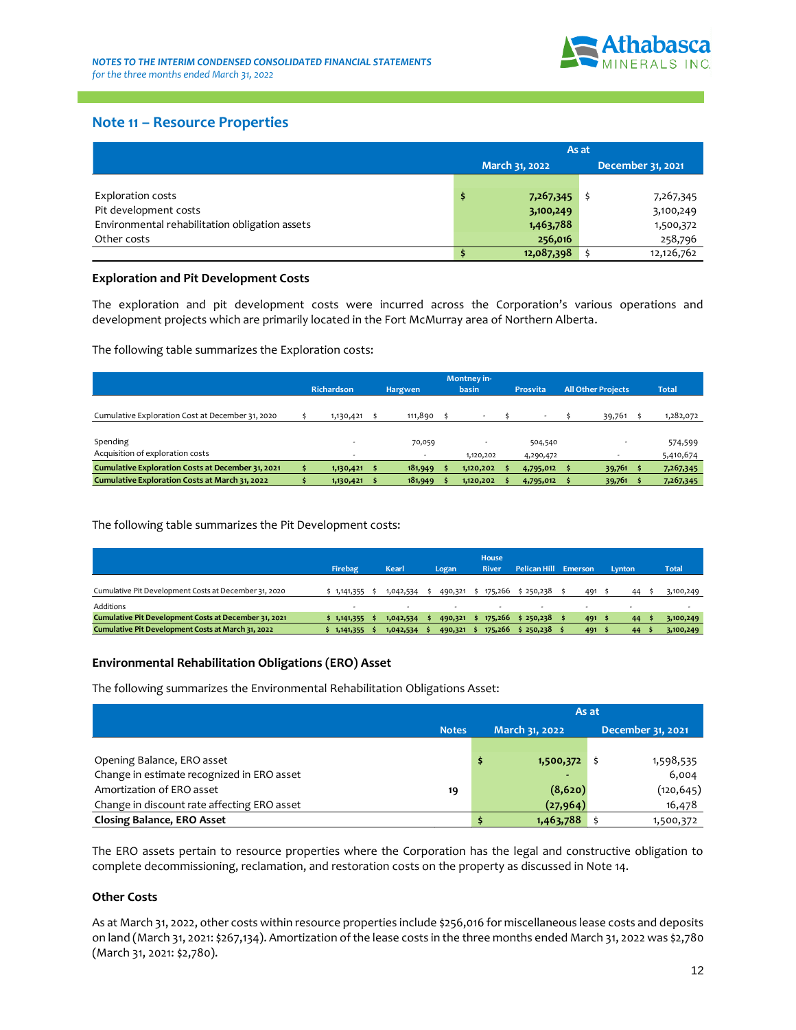## Note 11 – Resource Properties

| | As at | |
|---|---|---|
| | March 31, 2022 | December 31, 2021 |
| Exploration costs | $ 7,267,345 | $ 7,267,345 |
| Pit development costs | 3,100,249 | 3,100,249 |
| Environmental rehabilitation obligation assets | 1,463,788 | 1,500,372 |
| Other costs | 256,016 | 258,796 |
| | $ 12,087,398 | $ 12,126,762 |

### Exploration and Pit Development Costs

The exploration and pit development costs were incurred across the Corporation's various operations and development projects which are primarily located in the Fort McMurray area of Northern Alberta.

The following table summarizes the Exploration costs:

| | Richardson | Hargwen | Montney in-basin | Prosvita | All Other Projects | Total |
|---|---|---|---|---|---|---|
| Cumulative Exploration Cost at December 31, 2020 | $ 1,130,421 | $ 111,890 | $ - | $ - | $ 39,761 | $ 1,282,072 |
| Spending | - | 70,059 | - | 504,540 | - | 574,599 |
| Acquisition of exploration costs | - | - | 1,120,202 | 4,290,472 | - | 5,410,674 |
| **Cumulative Exploration Costs at December 31, 2021** | **$ 1,130,421** | **$ 181,949** | **$ 1,120,202** | **$ 4,795,012** | **$ 39,761** | **$ 7,267,345** |
| **Cumulative Exploration Costs at March 31, 2022** | **$ 1,130,421** | **$ 181,949** | **$ 1,120,202** | **$ 4,795,012** | **$ 39,761** | **$ 7,267,345** |

The following table summarizes the Pit Development costs:

| | Firebag | Kearl | Logan | House River | Pelican Hill | Emerson | Lynton | Total |
|---|---|---|---|---|---|---|---|---|
| Cumulative Pit Development Costs at December 31, 2020 | $ 1,141,355 | $ 1,042,534 | $ 490,321 | $ 175,266 | $ 250,238 | $ 491 | $ 44 | $ 3,100,249 |
| Additions | - | - | - | - | - | - | - | - |
| **Cumulative Pit Development Costs at December 31, 2021** | **$ 1,141,355** | **$ 1,042,534** | **$ 490,321** | **$ 175,266** | **$ 250,238** | **$ 491** | **$ 44** | **$ 3,100,249** |
| **Cumulative Pit Development Costs at March 31, 2022** | **$ 1,141,355** | **$ 1,042,534** | **$ 490,321** | **$ 175,266** | **$ 250,238** | **$ 491** | **$ 44** | **$ 3,100,249** |

### Environmental Rehabilitation Obligations (ERO) Asset

The following summarizes the Environmental Rehabilitation Obligations Asset:

| | | As at | |
|---|---|---|---|
| | Notes | March 31, 2022 | December 31, 2021 |
| Opening Balance, ERO asset | | $ 1,500,372 | $ 1,598,535 |
| Change in estimate recognized in ERO asset | | - | 6,004 |
| Amortization of ERO asset | 19 | (8,620) | (120,645) |
| Change in discount rate affecting ERO asset | | (27,964) | 16,478 |
| **Closing Balance, ERO Asset** | | $ 1,463,788 | $ 1,500,372 |

The ERO assets pertain to resource properties where the Corporation has the legal and constructive obligation to complete decommissioning, reclamation, and restoration costs on the property as discussed in Note 14.

### Other Costs

As at March 31, 2022, other costs within resource properties include $256,016 for miscellaneous lease costs and deposits on land (March 31, 2021: $267,134). Amortization of the lease costs in the three months ended March 31, 2022 was $2,780 (March 31, 2021: $2,780).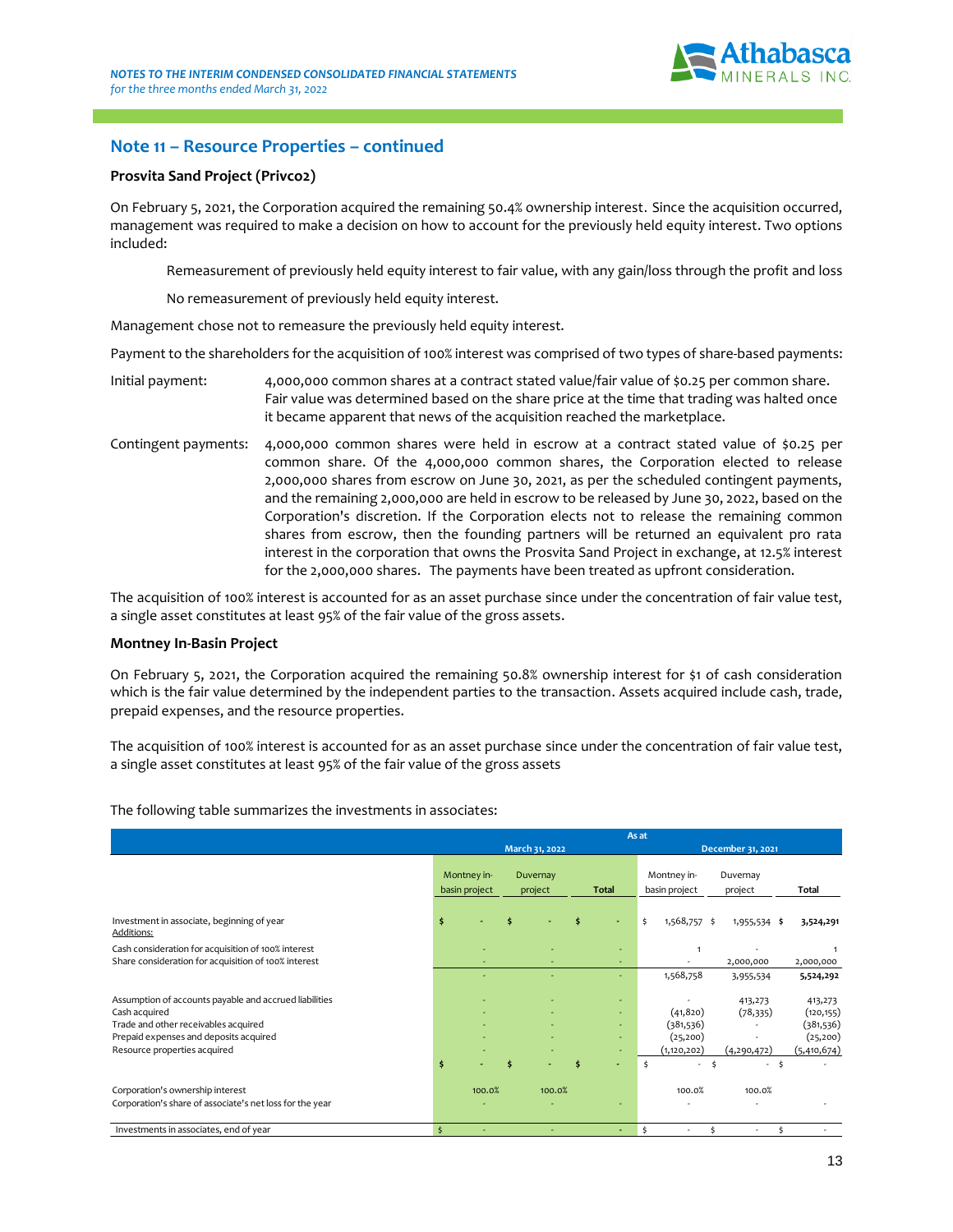## Note 11 – Resource Properties – continued

### Prosvita Sand Project (Privco2)

On February 5, 2021, the Corporation acquired the remaining 50.4% ownership interest. Since the acquisition occurred, management was required to make a decision on how to account for the previously held equity interest. Two options included:

Remeasurement of previously held equity interest to fair value, with any gain/loss through the profit and loss

No remeasurement of previously held equity interest.

Management chose not to remeasure the previously held equity interest.

Payment to the shareholders for the acquisition of 100% interest was comprised of two types of share-based payments:

Initial payment: 4,000,000 common shares at a contract stated value/fair value of $0.25 per common share. Fair value was determined based on the share price at the time that trading was halted once it became apparent that news of the acquisition reached the marketplace.

Contingent payments: 4,000,000 common shares were held in escrow at a contract stated value of $0.25 per common share. Of the 4,000,000 common shares, the Corporation elected to release 2,000,000 shares from escrow on June 30, 2021, as per the scheduled contingent payments, and the remaining 2,000,000 are held in escrow to be released by June 30, 2022, based on the Corporation's discretion. If the Corporation elects not to release the remaining common shares from escrow, then the founding partners will be returned an equivalent pro rata interest in the corporation that owns the Prosvita Sand Project in exchange, at 12.5% interest for the 2,000,000 shares. The payments have been treated as upfront consideration.

The acquisition of 100% interest is accounted for as an asset purchase since under the concentration of fair value test, a single asset constitutes at least 95% of the fair value of the gross assets.

### Montney In-Basin Project

On February 5, 2021, the Corporation acquired the remaining 50.8% ownership interest for $1 of cash consideration which is the fair value determined by the independent parties to the transaction. Assets acquired include cash, trade, prepaid expenses, and the resource properties.

The acquisition of 100% interest is accounted for as an asset purchase since under the concentration of fair value test, a single asset constitutes at least 95% of the fair value of the gross assets

The following table summarizes the investments in associates:

| | As at | | | | | |
|---|---|---|---|---|---|---|
| | March 31, 2022 | | | December 31, 2021 | | |
| | Montney in-basin project | Duvernay project | Total | Montney in-basin project | Duvernay project | Total |
| Investment in associate, beginning of year | $ - | $ - | $ - | $ 1,568,757 | $ 1,955,534 | $ 3,524,291 |
| Additions: | | | | | | |
| Cash consideration for acquisition of 100% interest | - | - | - | 1 | - | 1 |
| Share consideration for acquisition of 100% interest | - | - | - | - | 2,000,000 | 2,000,000 |
| | - | - | - | 1,568,758 | 3,955,534 | 5,524,292 |
| Assumption of accounts payable and accrued liabilities | - | - | - | - | 413,273 | 413,273 |
| Cash acquired | - | - | - | (41,820) | (78,335) | (120,155) |
| Trade and other receivables acquired | - | - | - | (381,536) | - | (381,536) |
| Prepaid expenses and deposits acquired | - | - | - | (25,200) | - | (25,200) |
| Resource properties acquired | - | - | - | (1,120,202) | (4,290,472) | (5,410,674) |
| | $ - | $ - | $ - | $ - | $ - | $ - |
| Corporation's ownership interest | 100.0% | 100.0% | | 100.0% | 100.0% | |
| Corporation's share of associate's net loss for the year | - | - | - | - | - | - |
| Investments in associates, end of year | $ - | - | - | $ - | $ - | $ - |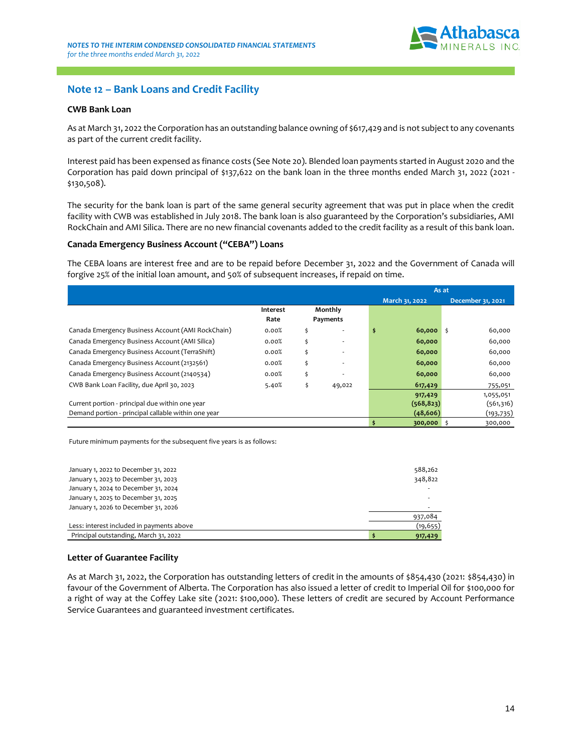## Note 12 – Bank Loans and Credit Facility

### CWB Bank Loan

As at March 31, 2022 the Corporation has an outstanding balance owning of $617,429 and is not subject to any covenants as part of the current credit facility.

Interest paid has been expensed as finance costs (See Note 20). Blended loan payments started in August 2020 and the Corporation has paid down principal of $137,622 on the bank loan in the three months ended March 31, 2022 (2021 - $130,508).

The security for the bank loan is part of the same general security agreement that was put in place when the credit facility with CWB was established in July 2018. The bank loan is also guaranteed by the Corporation's subsidiaries, AMI RockChain and AMI Silica. There are no new financial covenants added to the credit facility as a result of this bank loan.

### Canada Emergency Business Account ("CEBA") Loans

The CEBA loans are interest free and are to be repaid before December 31, 2022 and the Government of Canada will forgive 25% of the initial loan amount, and 50% of subsequent increases, if repaid on time.

| | | | As at | |
|---|---|---|---|---|
| | Interest Rate | Monthly Payments | March 31, 2022 | December 31, 2021 |
| Canada Emergency Business Account (AMI RockChain) | 0.00% | $ - | **$ 60,000** | $ 60,000 |
| Canada Emergency Business Account (AMI Silica) | 0.00% | $ - | **60,000** | 60,000 |
| Canada Emergency Business Account (TerraShift) | 0.00% | $ - | **60,000** | 60,000 |
| Canada Emergency Business Account (2132561) | 0.00% | $ - | **60,000** | 60,000 |
| Canada Emergency Business Account (2140534) | 0.00% | $ - | **60,000** | 60,000 |
| CWB Bank Loan Facility, due April 30, 2023 | 5.40% | $ 49,022 | **617,429** | 755,051 |
| | | | **917,429** | 1,055,051 |
| Current portion - principal due within one year | | | **(568,823)** | (561,316) |
| Demand portion - principal callable within one year | | | **(48,606)** | (193,735) |
| | | | **$ 300,000** | $ 300,000 |

Future minimum payments for the subsequent five years is as follows:

| | |
|---|---|
| January 1, 2022 to December 31, 2022 | 588,262 |
| January 1, 2023 to December 31, 2023 | 348,822 |
| January 1, 2024 to December 31, 2024 | - |
| January 1, 2025 to December 31, 2025 | - |
| January 1, 2026 to December 31, 2026 | - |
| | 937,084 |
| Less: interest included in payments above | (19,655) |
| Principal outstanding, March 31, 2022 | **$ 917,429** |

### Letter of Guarantee Facility

As at March 31, 2022, the Corporation has outstanding letters of credit in the amounts of $854,430 (2021: $854,430) in favour of the Government of Alberta. The Corporation has also issued a letter of credit to Imperial Oil for $100,000 for a right of way at the Coffey Lake site (2021: $100,000). These letters of credit are secured by Account Performance Service Guarantees and guaranteed investment certificates.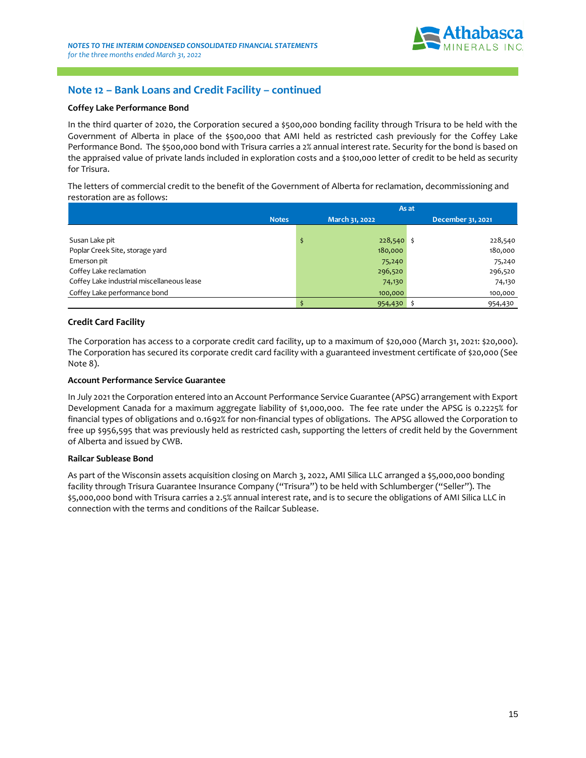## Note 12 – Bank Loans and Credit Facility – continued

**Coffey Lake Performance Bond**

In the third quarter of 2020, the Corporation secured a $500,000 bonding facility through Trisura to be held with the Government of Alberta in place of the $500,000 that AMI held as restricted cash previously for the Coffey Lake Performance Bond. The $500,000 bond with Trisura carries a 2% annual interest rate. Security for the bond is based on the appraised value of private lands included in exploration costs and a $100,000 letter of credit to be held as security for Trisura.

The letters of commercial credit to the benefit of the Government of Alberta for reclamation, decommissioning and restoration are as follows:

| | Notes | As at March 31, 2022 | As at December 31, 2021 |
|---|---|---|---|
| Susan Lake pit | | $ 228,540 | $ 228,540 |
| Poplar Creek Site, storage yard | | 180,000 | 180,000 |
| Emerson pit | | 75,240 | 75,240 |
| Coffey Lake reclamation | | 296,520 | 296,520 |
| Coffey Lake industrial miscellaneous lease | | 74,130 | 74,130 |
| Coffey Lake performance bond | | 100,000 | 100,000 |
| | | $ 954,430 | $ 954,430 |

**Credit Card Facility**

The Corporation has access to a corporate credit card facility, up to a maximum of $20,000 (March 31, 2021: $20,000). The Corporation has secured its corporate credit card facility with a guaranteed investment certificate of $20,000 (See Note 8).

**Account Performance Service Guarantee**

In July 2021 the Corporation entered into an Account Performance Service Guarantee (APSG) arrangement with Export Development Canada for a maximum aggregate liability of $1,000,000. The fee rate under the APSG is 0.2225% for financial types of obligations and 0.1692% for non-financial types of obligations. The APSG allowed the Corporation to free up $956,595 that was previously held as restricted cash, supporting the letters of credit held by the Government of Alberta and issued by CWB.

**Railcar Sublease Bond**

As part of the Wisconsin assets acquisition closing on March 3, 2022, AMI Silica LLC arranged a $5,000,000 bonding facility through Trisura Guarantee Insurance Company ("Trisura") to be held with Schlumberger ("Seller"). The $5,000,000 bond with Trisura carries a 2.5% annual interest rate, and is to secure the obligations of AMI Silica LLC in connection with the terms and conditions of the Railcar Sublease.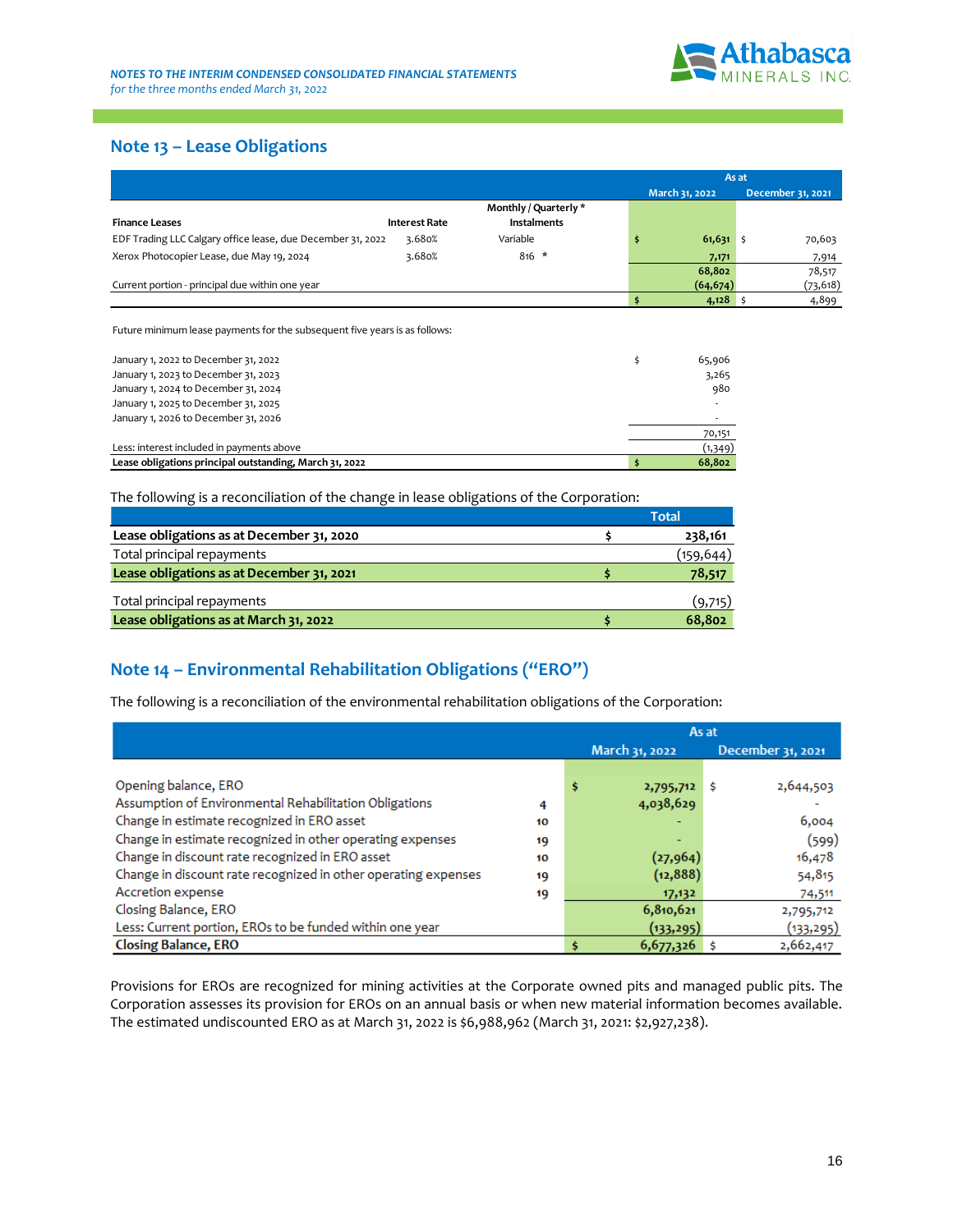## Note 13 – Lease Obligations

| Finance Leases | Interest Rate | Monthly / Quarterly * Instalments | | As at March 31, 2022 | | As at December 31, 2021 |
|---|---|---|---|---|---|---|
| EDF Trading LLC Calgary office lease, due December 31, 2022 | 3.680% | Variable | $ | 61,631 | $ | 70,603 |
| Xerox Photocopier Lease, due May 19, 2024 | 3.680% | 816 * | | 7,171 | | 7,914 |
| | | | | 68,802 | | 78,517 |
| Current portion - principal due within one year | | | | (64,674) | | (73,618) |
| | | | $ | 4,128 | $ | 4,899 |

Future minimum lease payments for the subsequent five years is as follows:

| | | |
|---|---|---|
| January 1, 2022 to December 31, 2022 | $ | 65,906 |
| January 1, 2023 to December 31, 2023 | | 3,265 |
| January 1, 2024 to December 31, 2024 | | 980 |
| January 1, 2025 to December 31, 2025 | | - |
| January 1, 2026 to December 31, 2026 | | - |
| | | 70,151 |
| Less: interest included in payments above | | (1,349) |
| **Lease obligations principal outstanding, March 31, 2022** | **$** | **68,802** |

The following is a reconciliation of the change in lease obligations of the Corporation:

| | | Total |
|---|---|---|
| **Lease obligations as at December 31, 2020** | **$** | **238,161** |
| Total principal repayments | | (159,644) |
| **Lease obligations as at December 31, 2021** | **$** | **78,517** |
| Total principal repayments | | (9,715) |
| **Lease obligations as at March 31, 2022** | **$** | **68,802** |

## Note 14 – Environmental Rehabilitation Obligations ("ERO")

The following is a reconciliation of the environmental rehabilitation obligations of the Corporation:

| | | | As at March 31, 2022 | | As at December 31, 2021 |
|---|---|---|---|---|---|
| Opening balance, ERO | | $ | 2,795,712 | $ | 2,644,503 |
| Assumption of Environmental Rehabilitation Obligations | 4 | | 4,038,629 | | - |
| Change in estimate recognized in ERO asset | 10 | | - | | 6,004 |
| Change in estimate recognized in other operating expenses | 19 | | - | | (599) |
| Change in discount rate recognized in ERO asset | 10 | | (27,964) | | 16,478 |
| Change in discount rate recognized in other operating expenses | 19 | | (12,888) | | 54,815 |
| Accretion expense | 19 | | 17,132 | | 74,511 |
| Closing Balance, ERO | | | 6,810,621 | | 2,795,712 |
| Less: Current portion, EROs to be funded within one year | | | (133,295) | | (133,295) |
| **Closing Balance, ERO** | | **$** | **6,677,326** | **$** | **2,662,417** |

Provisions for EROs are recognized for mining activities at the Corporate owned pits and managed public pits. The Corporation assesses its provision for EROs on an annual basis or when new material information becomes available. The estimated undiscounted ERO as at March 31, 2022 is $6,988,962 (March 31, 2021: $2,927,238).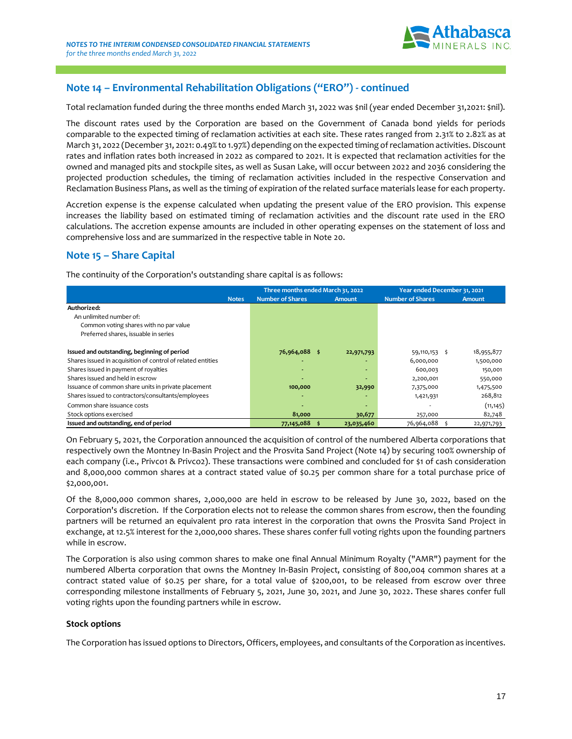## Note 14 – Environmental Rehabilitation Obligations ("ERO") - continued

Total reclamation funded during the three months ended March 31, 2022 was $nil (year ended December 31,2021: $nil).

The discount rates used by the Corporation are based on the Government of Canada bond yields for periods comparable to the expected timing of reclamation activities at each site. These rates ranged from 2.31% to 2.82% as at March 31, 2022 (December 31, 2021: 0.49% to 1.97%) depending on the expected timing of reclamation activities. Discount rates and inflation rates both increased in 2022 as compared to 2021. It is expected that reclamation activities for the owned and managed pits and stockpile sites, as well as Susan Lake, will occur between 2022 and 2036 considering the projected production schedules, the timing of reclamation activities included in the respective Conservation and Reclamation Business Plans, as well as the timing of expiration of the related surface materials lease for each property.

Accretion expense is the expense calculated when updating the present value of the ERO provision. This expense increases the liability based on estimated timing of reclamation activities and the discount rate used in the ERO calculations. The accretion expense amounts are included in other operating expenses on the statement of loss and comprehensive loss and are summarized in the respective table in Note 20.

## Note 15 – Share Capital

The continuity of the Corporation's outstanding share capital is as follows:

| | Notes | Three months ended March 31, 2022 | | Year ended December 31, 2021 | |
|---|---|---|---|---|---|
| | | Number of Shares | Amount | Number of Shares | Amount |
| **Authorized:** | | | | | |
| An unlimited number of: | | | | | |
| Common voting shares with no par value | | | | | |
| Preferred shares, issuable in series | | | | | |
| **Issued and outstanding, beginning of period** | | **76,964,088** | **$ 22,971,793** | 59,110,153 | $ 18,955,877 |
| Shares issued in acquisition of control of related entities | | - | - | 6,000,000 | 1,500,000 |
| Shares issued in payment of royalties | | - | - | 600,003 | 150,001 |
| Shares issued and held in escrow | | - | - | 2,200,001 | 550,000 |
| Issuance of common share units in private placement | | **100,000** | **32,990** | 7,375,000 | 1,475,500 |
| Shares issued to contractors/consultants/employees | | - | - | 1,421,931 | 268,812 |
| Common share issuance costs | | - | - | - | (11,145) |
| Stock options exercised | | **81,000** | **30,677** | 257,000 | 82,748 |
| **Issued and outstanding, end of period** | | **77,145,088** | **$ 23,035,460** | 76,964,088 | $ 22,971,793 |

On February 5, 2021, the Corporation announced the acquisition of control of the numbered Alberta corporations that respectively own the Montney In-Basin Project and the Prosvita Sand Project (Note 14) by securing 100% ownership of each company (i.e., Privco1 & Privco2). These transactions were combined and concluded for $1 of cash consideration and 8,000,000 common shares at a contract stated value of $0.25 per common share for a total purchase price of $2,000,001.

Of the 8,000,000 common shares, 2,000,000 are held in escrow to be released by June 30, 2022, based on the Corporation's discretion. If the Corporation elects not to release the common shares from escrow, then the founding partners will be returned an equivalent pro rata interest in the corporation that owns the Prosvita Sand Project in exchange, at 12.5% interest for the 2,000,000 shares. These shares confer full voting rights upon the founding partners while in escrow.

The Corporation is also using common shares to make one final Annual Minimum Royalty ("AMR") payment for the numbered Alberta corporation that owns the Montney In-Basin Project, consisting of 800,004 common shares at a contract stated value of $0.25 per share, for a total value of $200,001, to be released from escrow over three corresponding milestone installments of February 5, 2021, June 30, 2021, and June 30, 2022. These shares confer full voting rights upon the founding partners while in escrow.

### Stock options

The Corporation has issued options to Directors, Officers, employees, and consultants of the Corporation as incentives.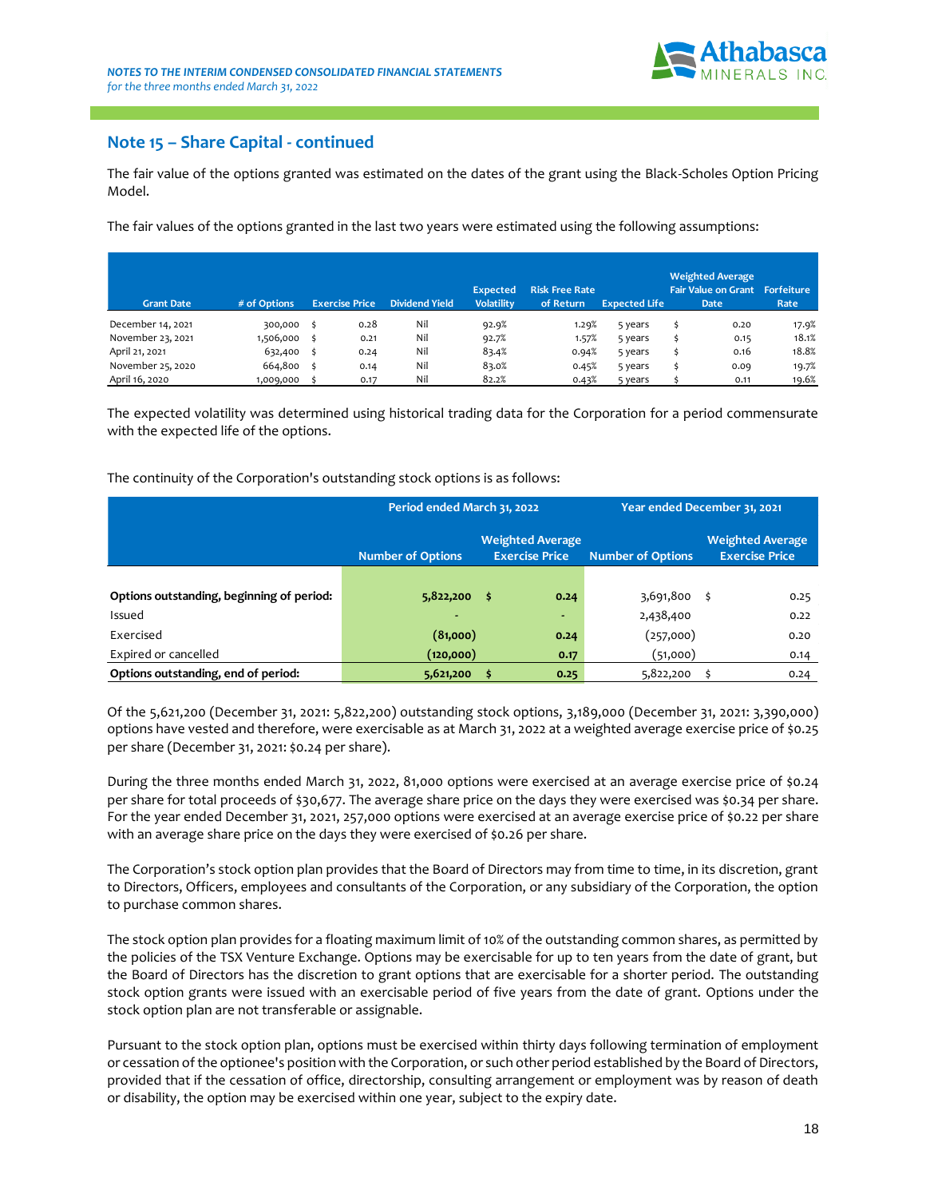## Note 15 – Share Capital - continued

The fair value of the options granted was estimated on the dates of the grant using the Black-Scholes Option Pricing Model.

The fair values of the options granted in the last two years were estimated using the following assumptions:

| Grant Date | # of Options | Exercise Price | Dividend Yield | Expected Volatility | Risk Free Rate of Return | Expected Life | Weighted Average Fair Value on Grant Date | Forfeiture Rate |
|---|---|---|---|---|---|---|---|---|
| December 14, 2021 | 300,000 | $ 0.28 | Nil | 92.9% | 1.29% | 5 years | $ 0.20 | 17.9% |
| November 23, 2021 | 1,506,000 | $ 0.21 | Nil | 92.7% | 1.57% | 5 years | $ 0.15 | 18.1% |
| April 21, 2021 | 632,400 | $ 0.24 | Nil | 83.4% | 0.94% | 5 years | $ 0.16 | 18.8% |
| November 25, 2020 | 664,800 | $ 0.14 | Nil | 83.0% | 0.45% | 5 years | $ 0.09 | 19.7% |
| April 16, 2020 | 1,009,000 | $ 0.17 | Nil | 82.2% | 0.43% | 5 years | $ 0.11 | 19.6% |

The expected volatility was determined using historical trading data for the Corporation for a period commensurate with the expected life of the options.

The continuity of the Corporation's outstanding stock options is as follows:

| | Period ended March 31, 2022 | | Year ended December 31, 2021 | |
|---|---|---|---|---|
| | Number of Options | Weighted Average Exercise Price | Number of Options | Weighted Average Exercise Price |
| **Options outstanding, beginning of period:** | **5,822,200** | **$ 0.24** | 3,691,800 | $ 0.25 |
| Issued | - | - | 2,438,400 | 0.22 |
| Exercised | **(81,000)** | **0.24** | (257,000) | 0.20 |
| Expired or cancelled | **(120,000)** | **0.17** | (51,000) | 0.14 |
| **Options outstanding, end of period:** | **5,621,200** | **$ 0.25** | 5,822,200 | $ 0.24 |

Of the 5,621,200 (December 31, 2021: 5,822,200) outstanding stock options, 3,189,000 (December 31, 2021: 3,390,000) options have vested and therefore, were exercisable as at March 31, 2022 at a weighted average exercise price of $0.25 per share (December 31, 2021: $0.24 per share).

During the three months ended March 31, 2022, 81,000 options were exercised at an average exercise price of $0.24 per share for total proceeds of $30,677. The average share price on the days they were exercised was $0.34 per share. For the year ended December 31, 2021, 257,000 options were exercised at an average exercise price of $0.22 per share with an average share price on the days they were exercised of $0.26 per share.

The Corporation's stock option plan provides that the Board of Directors may from time to time, in its discretion, grant to Directors, Officers, employees and consultants of the Corporation, or any subsidiary of the Corporation, the option to purchase common shares.

The stock option plan provides for a floating maximum limit of 10% of the outstanding common shares, as permitted by the policies of the TSX Venture Exchange. Options may be exercisable for up to ten years from the date of grant, but the Board of Directors has the discretion to grant options that are exercisable for a shorter period. The outstanding stock option grants were issued with an exercisable period of five years from the date of grant. Options under the stock option plan are not transferable or assignable.

Pursuant to the stock option plan, options must be exercised within thirty days following termination of employment or cessation of the optionee's position with the Corporation, or such other period established by the Board of Directors, provided that if the cessation of office, directorship, consulting arrangement or employment was by reason of death or disability, the option may be exercised within one year, subject to the expiry date.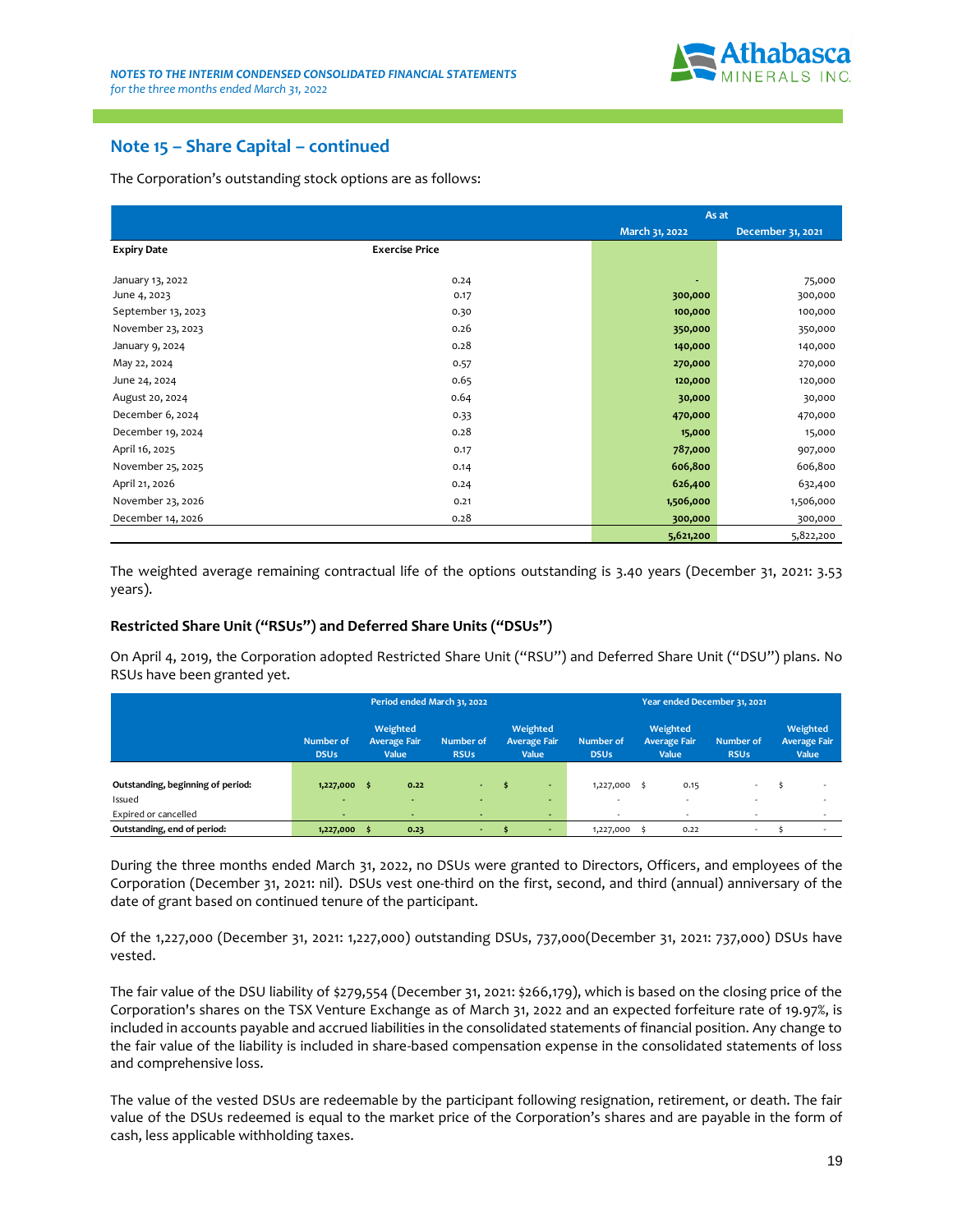## Note 15 – Share Capital – continued

The Corporation's outstanding stock options are as follows:

| | | As at | |
|---|---|---|---|
| | | March 31, 2022 | December 31, 2021 |
| **Expiry Date** | **Exercise Price** | | |
| January 13, 2022 | 0.24 | - | 75,000 |
| June 4, 2023 | 0.17 | **300,000** | 300,000 |
| September 13, 2023 | 0.30 | **100,000** | 100,000 |
| November 23, 2023 | 0.26 | **350,000** | 350,000 |
| January 9, 2024 | 0.28 | **140,000** | 140,000 |
| May 22, 2024 | 0.57 | **270,000** | 270,000 |
| June 24, 2024 | 0.65 | **120,000** | 120,000 |
| August 20, 2024 | 0.64 | **30,000** | 30,000 |
| December 6, 2024 | 0.33 | **470,000** | 470,000 |
| December 19, 2024 | 0.28 | **15,000** | 15,000 |
| April 16, 2025 | 0.17 | **787,000** | 907,000 |
| November 25, 2025 | 0.14 | **606,800** | 606,800 |
| April 21, 2026 | 0.24 | **626,400** | 632,400 |
| November 23, 2026 | 0.21 | **1,506,000** | 1,506,000 |
| December 14, 2026 | 0.28 | **300,000** | 300,000 |
| | | **5,621,200** | 5,822,200 |

The weighted average remaining contractual life of the options outstanding is 3.40 years (December 31, 2021: 3.53 years).

### Restricted Share Unit ("RSUs") and Deferred Share Units ("DSUs")

On April 4, 2019, the Corporation adopted Restricted Share Unit ("RSU") and Deferred Share Unit ("DSU") plans. No RSUs have been granted yet.

| | Period ended March 31, 2022 | | | | Year ended December 31, 2021 | | | |
|---|---|---|---|---|---|---|---|---|
| | Number of DSUs | Weighted Average Fair Value | Number of RSUs | Weighted Average Fair Value | Number of DSUs | Weighted Average Fair Value | Number of RSUs | Weighted Average Fair Value |
| **Outstanding, beginning of period:** | **1,227,000** | **$ 0.22** | **-** | **$ -** | 1,227,000 | $ 0.15 | - | $ - |
| Issued | - | - | - | - | - | - | - | - |
| Expired or cancelled | - | - | - | - | - | - | - | - |
| **Outstanding, end of period:** | **1,227,000** | **$ 0.23** | **-** | **$ -** | 1,227,000 | $ 0.22 | - | $ - |

During the three months ended March 31, 2022, no DSUs were granted to Directors, Officers, and employees of the Corporation (December 31, 2021: nil). DSUs vest one-third on the first, second, and third (annual) anniversary of the date of grant based on continued tenure of the participant.

Of the 1,227,000 (December 31, 2021: 1,227,000) outstanding DSUs, 737,000(December 31, 2021: 737,000) DSUs have vested.

The fair value of the DSU liability of $279,554 (December 31, 2021: $266,179), which is based on the closing price of the Corporation's shares on the TSX Venture Exchange as of March 31, 2022 and an expected forfeiture rate of 19.97%, is included in accounts payable and accrued liabilities in the consolidated statements of financial position. Any change to the fair value of the liability is included in share-based compensation expense in the consolidated statements of loss and comprehensive loss.

The value of the vested DSUs are redeemable by the participant following resignation, retirement, or death. The fair value of the DSUs redeemed is equal to the market price of the Corporation's shares and are payable in the form of cash, less applicable withholding taxes.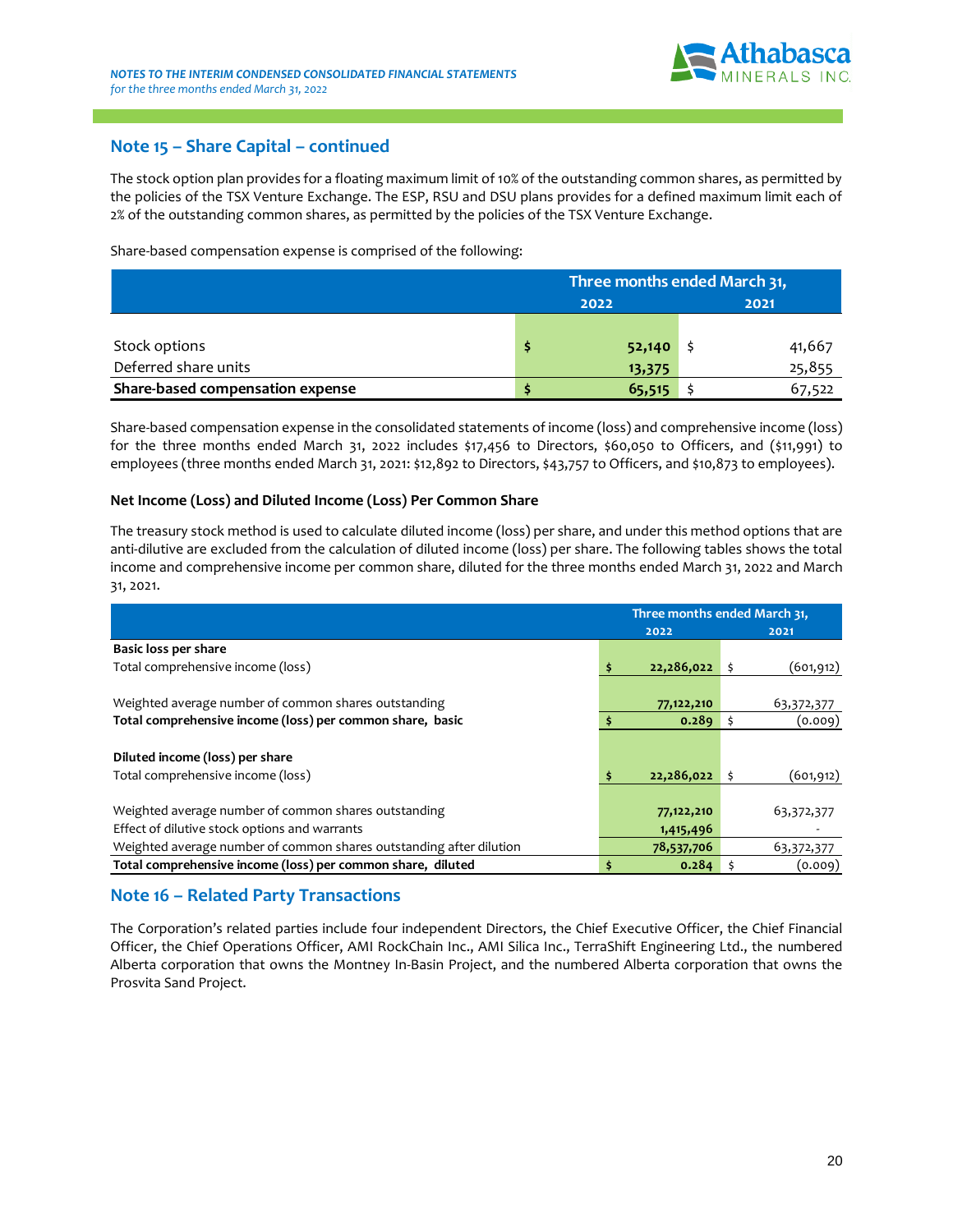## Note 15 – Share Capital – continued

The stock option plan provides for a floating maximum limit of 10% of the outstanding common shares, as permitted by the policies of the TSX Venture Exchange. The ESP, RSU and DSU plans provides for a defined maximum limit each of 2% of the outstanding common shares, as permitted by the policies of the TSX Venture Exchange.

Share-based compensation expense is comprised of the following:

| | Three months ended March 31, | | | |
|---|---|---|---|---|
| | 2022 | | 2021 | |
| Stock options | $ | 52,140 | $ | 41,667 |
| Deferred share units | | 13,375 | | 25,855 |
| **Share-based compensation expense** | **$** | **65,515** | $ | 67,522 |

Share-based compensation expense in the consolidated statements of income (loss) and comprehensive income (loss) for the three months ended March 31, 2022 includes $17,456 to Directors, $60,050 to Officers, and ($11,991) to employees (three months ended March 31, 2021: $12,892 to Directors, $43,757 to Officers, and $10,873 to employees).

### Net Income (Loss) and Diluted Income (Loss) Per Common Share

The treasury stock method is used to calculate diluted income (loss) per share, and under this method options that are anti-dilutive are excluded from the calculation of diluted income (loss) per share. The following tables shows the total income and comprehensive income per common share, diluted for the three months ended March 31, 2022 and March 31, 2021.

| | Three months ended March 31, | | | |
|---|---|---|---|---|
| | 2022 | | 2021 | |
| **Basic loss per share** | | | | |
| Total comprehensive income (loss) | $ | 22,286,022 | $ | (601,912) |
| Weighted average number of common shares outstanding | | 77,122,210 | | 63,372,377 |
| **Total comprehensive income (loss) per common share, basic** | $ | 0.289 | $ | (0.009) |
| **Diluted income (loss) per share** | | | | |
| Total comprehensive income (loss) | $ | 22,286,022 | $ | (601,912) |
| Weighted average number of common shares outstanding | | 77,122,210 | | 63,372,377 |
| Effect of dilutive stock options and warrants | | 1,415,496 | | - |
| Weighted average number of common shares outstanding after dilution | | 78,537,706 | | 63,372,377 |
| **Total comprehensive income (loss) per common share, diluted** | $ | 0.284 | $ | (0.009) |

## Note 16 – Related Party Transactions

The Corporation's related parties include four independent Directors, the Chief Executive Officer, the Chief Financial Officer, the Chief Operations Officer, AMI RockChain Inc., AMI Silica Inc., TerraShift Engineering Ltd., the numbered Alberta corporation that owns the Montney In-Basin Project, and the numbered Alberta corporation that owns the Prosvita Sand Project.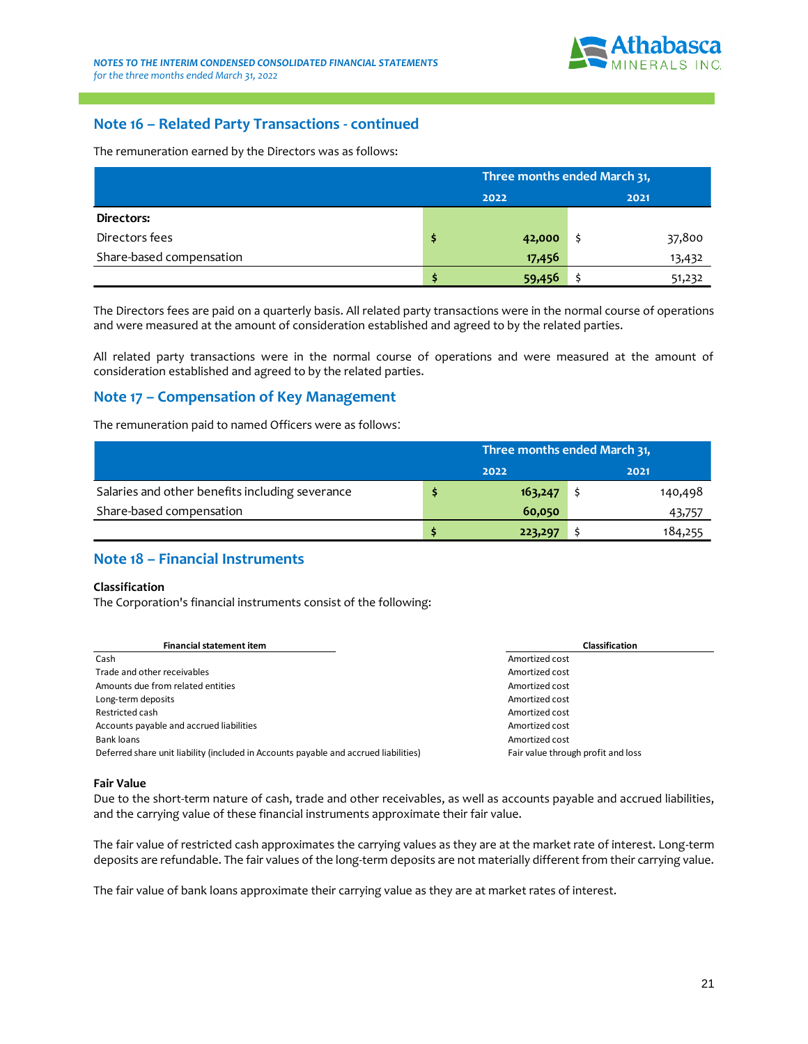## Note 16 – Related Party Transactions - continued

The remuneration earned by the Directors was as follows:

| | Three months ended March 31, | | | |
|---|---|---|---|---|
| | 2022 | | 2021 | |
| **Directors:** | | | | |
| Directors fees | $ | **42,000** | $ | 37,800 |
| Share-based compensation | | **17,456** | | 13,432 |
| | $ | **59,456** | $ | 51,232 |

The Directors fees are paid on a quarterly basis. All related party transactions were in the normal course of operations and were measured at the amount of consideration established and agreed to by the related parties.

All related party transactions were in the normal course of operations and were measured at the amount of consideration established and agreed to by the related parties.

## Note 17 – Compensation of Key Management

The remuneration paid to named Officers were as follows:

| | Three months ended March 31, | | | |
|---|---|---|---|---|
| | 2022 | | 2021 | |
| Salaries and other benefits including severance | $ | **163,247** | $ | 140,498 |
| Share-based compensation | | **60,050** | | 43,757 |
| | $ | **223,297** | $ | 184,255 |

## Note 18 – Financial Instruments

**Classification**

The Corporation's financial instruments consist of the following:

| Financial statement item | Classification |
|---|---|
| Cash | Amortized cost |
| Trade and other receivables | Amortized cost |
| Amounts due from related entities | Amortized cost |
| Long-term deposits | Amortized cost |
| Restricted cash | Amortized cost |
| Accounts payable and accrued liabilities | Amortized cost |
| Bank loans | Amortized cost |
| Deferred share unit liability (included in Accounts payable and accrued liabilities) | Fair value through profit and loss |

**Fair Value**

Due to the short-term nature of cash, trade and other receivables, as well as accounts payable and accrued liabilities, and the carrying value of these financial instruments approximate their fair value.

The fair value of restricted cash approximates the carrying values as they are at the market rate of interest. Long-term deposits are refundable. The fair values of the long-term deposits are not materially different from their carrying value.

The fair value of bank loans approximate their carrying value as they are at market rates of interest.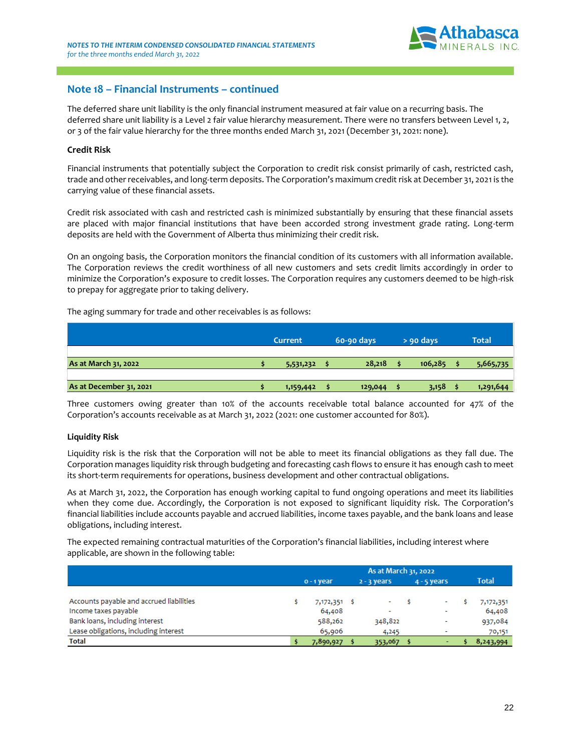## Note 18 – Financial Instruments – continued

The deferred share unit liability is the only financial instrument measured at fair value on a recurring basis. The deferred share unit liability is a Level 2 fair value hierarchy measurement. There were no transfers between Level 1, 2, or 3 of the fair value hierarchy for the three months ended March 31, 2021 (December 31, 2021: none).

**Credit Risk**

Financial instruments that potentially subject the Corporation to credit risk consist primarily of cash, restricted cash, trade and other receivables, and long-term deposits. The Corporation's maximum credit risk at December 31, 2021 is the carrying value of these financial assets.

Credit risk associated with cash and restricted cash is minimized substantially by ensuring that these financial assets are placed with major financial institutions that have been accorded strong investment grade rating. Long-term deposits are held with the Government of Alberta thus minimizing their credit risk.

On an ongoing basis, the Corporation monitors the financial condition of its customers with all information available. The Corporation reviews the credit worthiness of all new customers and sets credit limits accordingly in order to minimize the Corporation's exposure to credit losses. The Corporation requires any customers deemed to be high-risk to prepay for aggregate prior to taking delivery.

The aging summary for trade and other receivables is as follows:

| | Current | 60-90 days | > 90 days | Total |
|---|---|---|---|---|
| **As at March 31, 2022** | $ 5,531,232 | $ 28,218 | $ 106,285 | $ 5,665,735 |
| **As at December 31, 2021** | $ 1,159,442 | $ 129,044 | $ 3,158 | $ 1,291,644 |

Three customers owing greater than 10% of the accounts receivable total balance accounted for 47% of the Corporation's accounts receivable as at March 31, 2022 (2021: one customer accounted for 80%).

**Liquidity Risk**

Liquidity risk is the risk that the Corporation will not be able to meet its financial obligations as they fall due. The Corporation manages liquidity risk through budgeting and forecasting cash flows to ensure it has enough cash to meet its short-term requirements for operations, business development and other contractual obligations.

As at March 31, 2022, the Corporation has enough working capital to fund ongoing operations and meet its liabilities when they come due. Accordingly, the Corporation is not exposed to significant liquidity risk. The Corporation's financial liabilities include accounts payable and accrued liabilities, income taxes payable, and the bank loans and lease obligations, including interest.

The expected remaining contractual maturities of the Corporation's financial liabilities, including interest where applicable, are shown in the following table:

| | As at March 31, 2022 | | | |
|---|---|---|---|---|
| | 0 - 1 year | 2 - 3 years | 4 - 5 years | Total |
| Accounts payable and accrued liabilities | $ 7,172,351 | $ - | $ - | $ 7,172,351 |
| Income taxes payable | 64,408 | - | - | 64,408 |
| Bank loans, including interest | 588,262 | 348,822 | - | 937,084 |
| Lease obligations, including interest | 65,906 | 4,245 | - | 70,151 |
| **Total** | $ 7,890,927 | $ 353,067 | $ - | $ 8,243,994 |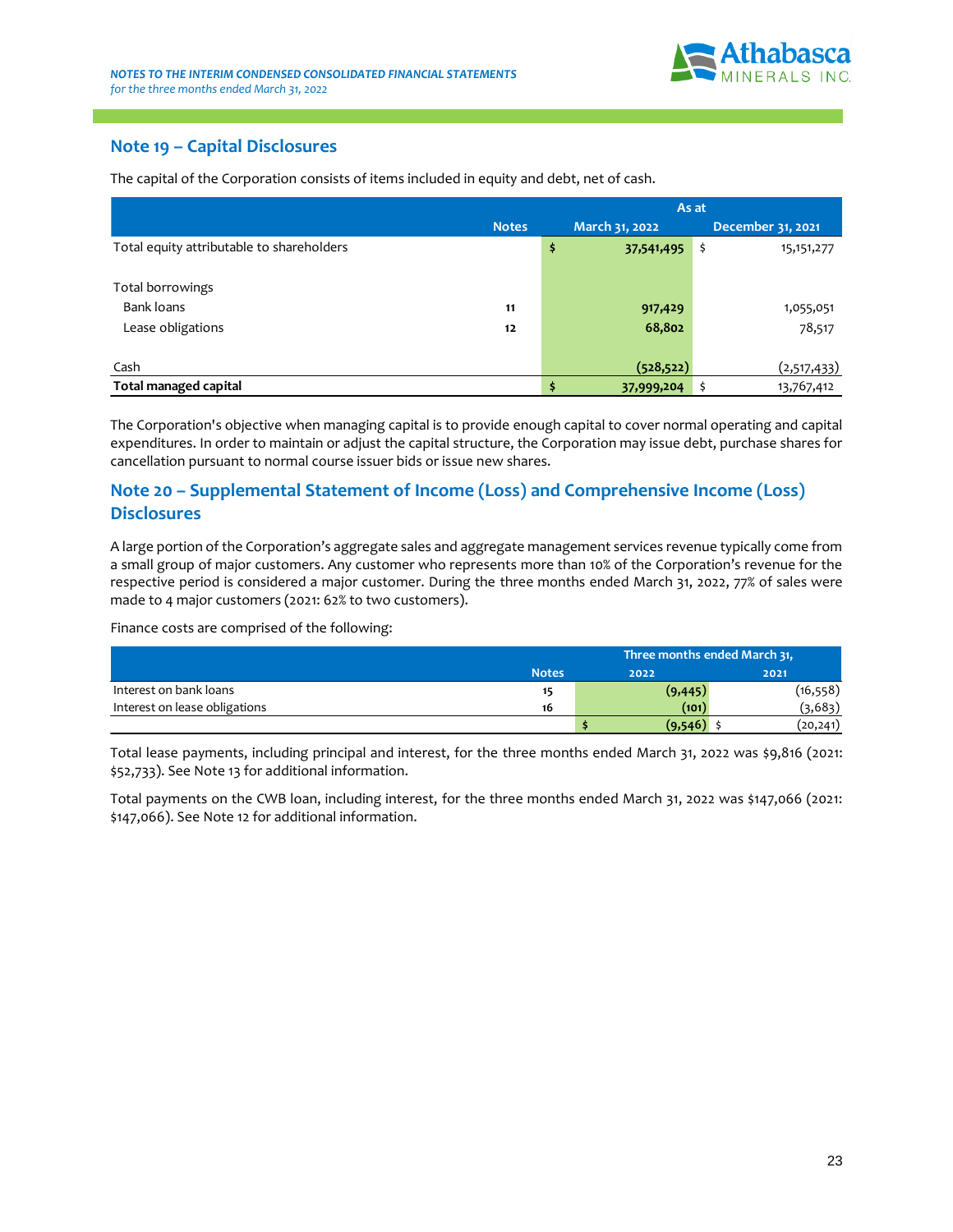## Note 19 – Capital Disclosures

The capital of the Corporation consists of items included in equity and debt, net of cash.

| | Notes | As at March 31, 2022 | As at December 31, 2021 |
|---|---|---|---|
| Total equity attributable to shareholders | | $ 37,541,495 | $ 15,151,277 |
| Total borrowings | | | |
| Bank loans | 11 | 917,429 | 1,055,051 |
| Lease obligations | 12 | 68,802 | 78,517 |
| Cash | | (528,522) | (2,517,433) |
| **Total managed capital** | | $ 37,999,204 | $ 13,767,412 |

The Corporation's objective when managing capital is to provide enough capital to cover normal operating and capital expenditures. In order to maintain or adjust the capital structure, the Corporation may issue debt, purchase shares for cancellation pursuant to normal course issuer bids or issue new shares.

## Note 20 – Supplemental Statement of Income (Loss) and Comprehensive Income (Loss) Disclosures

A large portion of the Corporation's aggregate sales and aggregate management services revenue typically come from a small group of major customers. Any customer who represents more than 10% of the Corporation's revenue for the respective period is considered a major customer. During the three months ended March 31, 2022, 77% of sales were made to 4 major customers (2021: 62% to two customers).

Finance costs are comprised of the following:

| | Notes | Three months ended March 31, 2022 | Three months ended March 31, 2021 |
|---|---|---|---|
| Interest on bank loans | 15 | (9,445) | (16,558) |
| Interest on lease obligations | 16 | (101) | (3,683) |
| | | $ (9,546) | $ (20,241) |

Total lease payments, including principal and interest, for the three months ended March 31, 2022 was $9,816 (2021: $52,733). See Note 13 for additional information.

Total payments on the CWB loan, including interest, for the three months ended March 31, 2022 was $147,066 (2021: $147,066). See Note 12 for additional information.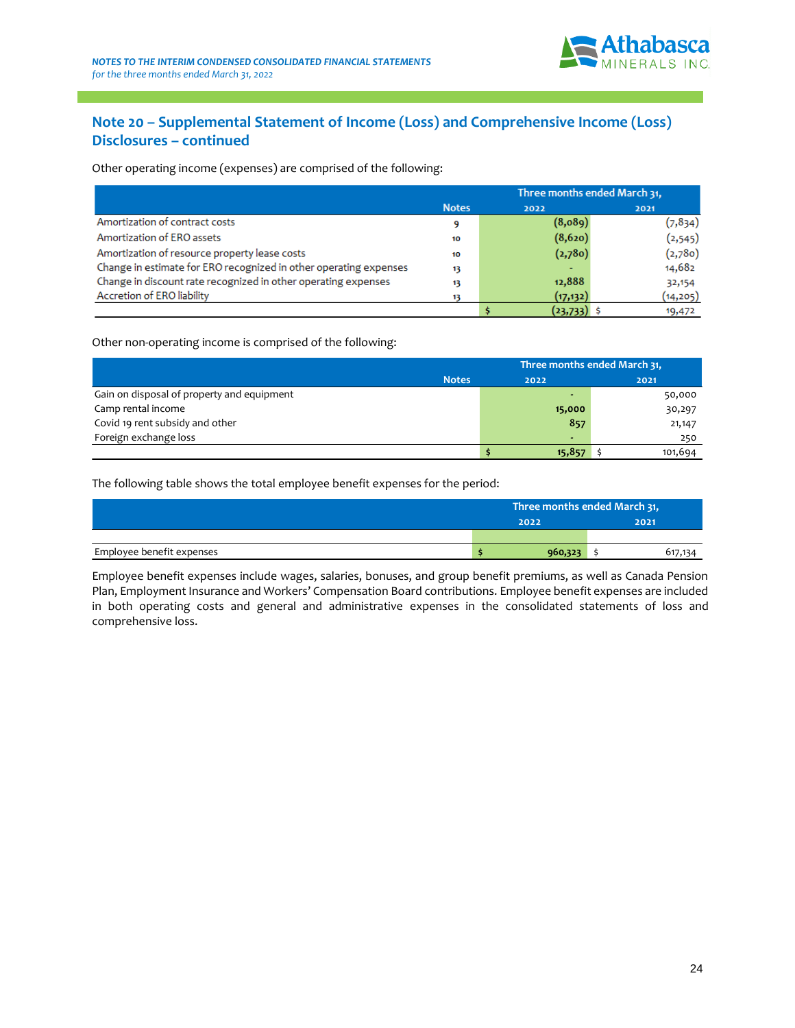## Note 20 – Supplemental Statement of Income (Loss) and Comprehensive Income (Loss) Disclosures – continued

Other operating income (expenses) are comprised of the following:

| | Notes | Three months ended March 31, 2022 | 2021 |
|---|---|---|---|
| Amortization of contract costs | 9 | (8,089) | (7,834) |
| Amortization of ERO assets | 10 | (8,620) | (2,545) |
| Amortization of resource property lease costs | 10 | (2,780) | (2,780) |
| Change in estimate for ERO recognized in other operating expenses | 13 | - | 14,682 |
| Change in discount rate recognized in other operating expenses | 13 | 12,888 | 32,154 |
| Accretion of ERO liability | 13 | (17,132) | (14,205) |
| | | $ (23,733) | $ 19,472 |

Other non-operating income is comprised of the following:

| | Notes | Three months ended March 31, 2022 | 2021 |
|---|---|---|---|
| Gain on disposal of property and equipment | | - | 50,000 |
| Camp rental income | | 15,000 | 30,297 |
| Covid 19 rent subsidy and other | | 857 | 21,147 |
| Foreign exchange loss | | - | 250 |
| | | $ 15,857 | $ 101,694 |

The following table shows the total employee benefit expenses for the period:

| | Three months ended March 31, 2022 | 2021 |
|---|---|---|
| Employee benefit expenses | $ 960,323 | $ 617,134 |

Employee benefit expenses include wages, salaries, bonuses, and group benefit premiums, as well as Canada Pension Plan, Employment Insurance and Workers' Compensation Board contributions. Employee benefit expenses are included in both operating costs and general and administrative expenses in the consolidated statements of loss and comprehensive loss.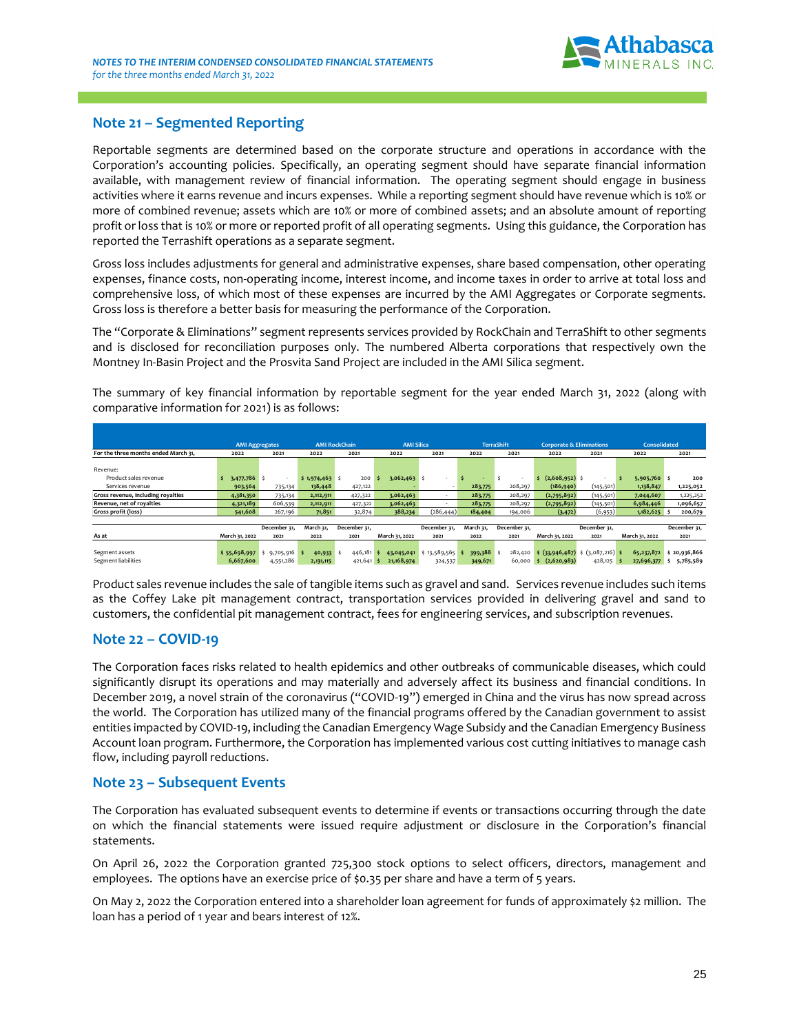## Note 21 – Segmented Reporting

Reportable segments are determined based on the corporate structure and operations in accordance with the Corporation's accounting policies. Specifically, an operating segment should have separate financial information available, with management review of financial information. The operating segment should engage in business activities where it earns revenue and incurs expenses. While a reporting segment should have revenue which is 10% or more of combined revenue; assets which are 10% or more of combined assets; and an absolute amount of reporting profit or loss that is 10% or more or reported profit of all operating segments. Using this guidance, the Corporation has reported the Terrashift operations as a separate segment.

Gross loss includes adjustments for general and administrative expenses, share based compensation, other operating expenses, finance costs, non-operating income, interest income, and income taxes in order to arrive at total loss and comprehensive loss, of which most of these expenses are incurred by the AMI Aggregates or Corporate segments. Gross loss is therefore a better basis for measuring the performance of the Corporation.

The "Corporate & Eliminations" segment represents services provided by RockChain and TerraShift to other segments and is disclosed for reconciliation purposes only. The numbered Alberta corporations that respectively own the Montney In-Basin Project and the Prosvita Sand Project are included in the AMI Silica segment.

The summary of key financial information by reportable segment for the year ended March 31, 2022 (along with comparative information for 2021) is as follows:

| | AMI Aggregates | | AMI RockChain | | AMI Silica | | TerraShift | | Corporate & Eliminations | | Consolidated | |
|---|---|---|---|---|---|---|---|---|---|---|---|---|
| For the three months ended March 31, | 2022 | 2021 | 2022 | 2021 | 2022 | 2021 | 2022 | 2021 | 2022 | 2021 | 2022 | 2021 |
| Revenue: | | | | | | | | | | | | |
| Product sales revenue | $ 3,477,786 | $ - | $ 1,974,463 | $ 200 | $ 3,062,463 | $ - | $ - | $ - | $ (2,608,952) | $ - | $ 5,905,760 | $ 200 |
| Services revenue | 903,564 | 735,134 | 138,448 | 427,122 | - | - | 283,775 | 208,297 | (186,940) | (145,501) | 1,138,847 | 1,225,052 |
| Gross revenue, including royalties | 4,381,350 | 735,134 | 2,112,911 | 427,322 | 3,062,463 | - | 283,775 | 208,297 | (2,795,892) | (145,501) | 7,044,607 | 1,225,252 |
| Revenue, net of royalties | 4,321,189 | 606,539 | 2,112,911 | 427,322 | 3,062,463 | - | 283,775 | 208,297 | (2,795,892) | (145,501) | 6,984,446 | 1,096,657 |
| Gross profit (loss) | 541,608 | 267,196 | 71,851 | 32,874 | 388,234 | (286,444) | 184,404 | 194,006 | (3,472) | (6,953) | 1,182,625 | $ 200,679 |
| As at | March 31, 2022 | December 31, 2021 | March 31, 2022 | December 31, 2021 | March 31, 2022 | December 31, 2021 | March 31, 2022 | December 31, 2021 | March 31, 2022 | December 31, 2021 | March 31, 2022 | December 31, 2021 |
| Segment assets | $ 55,698,997 | $ 9,705,916 | $ 40,933 | $ 446,181 | $ 43,045,041 | $ 13,589,565 | $ 399,388 | $ 282,420 | $ (33,946,487) | $ (3,087,216) | $ 65,237,872 | $ 20,936,866 |
| Segment liabilities | 6,667,600 | 4,551,286 | 2,131,115 | 421,641 | $ 21,168,974 | 324,537 | 349,671 | 60,000 | $ (2,620,983) | 428,125 | $ 27,696,377 | $ 5,785,589 |

Product sales revenue includes the sale of tangible items such as gravel and sand. Services revenue includes such items as the Coffey Lake pit management contract, transportation services provided in delivering gravel and sand to customers, the confidential pit management contract, fees for engineering services, and subscription revenues.

## Note 22 – COVID-19

The Corporation faces risks related to health epidemics and other outbreaks of communicable diseases, which could significantly disrupt its operations and may materially and adversely affect its business and financial conditions. In December 2019, a novel strain of the coronavirus ("COVID-19") emerged in China and the virus has now spread across the world. The Corporation has utilized many of the financial programs offered by the Canadian government to assist entities impacted by COVID-19, including the Canadian Emergency Wage Subsidy and the Canadian Emergency Business Account loan program. Furthermore, the Corporation has implemented various cost cutting initiatives to manage cash flow, including payroll reductions.

## Note 23 – Subsequent Events

The Corporation has evaluated subsequent events to determine if events or transactions occurring through the date on which the financial statements were issued require adjustment or disclosure in the Corporation's financial statements.

On April 26, 2022 the Corporation granted 725,300 stock options to select officers, directors, management and employees. The options have an exercise price of $0.35 per share and have a term of 5 years.

On May 2, 2022 the Corporation entered into a shareholder loan agreement for funds of approximately $2 million. The loan has a period of 1 year and bears interest of 12%.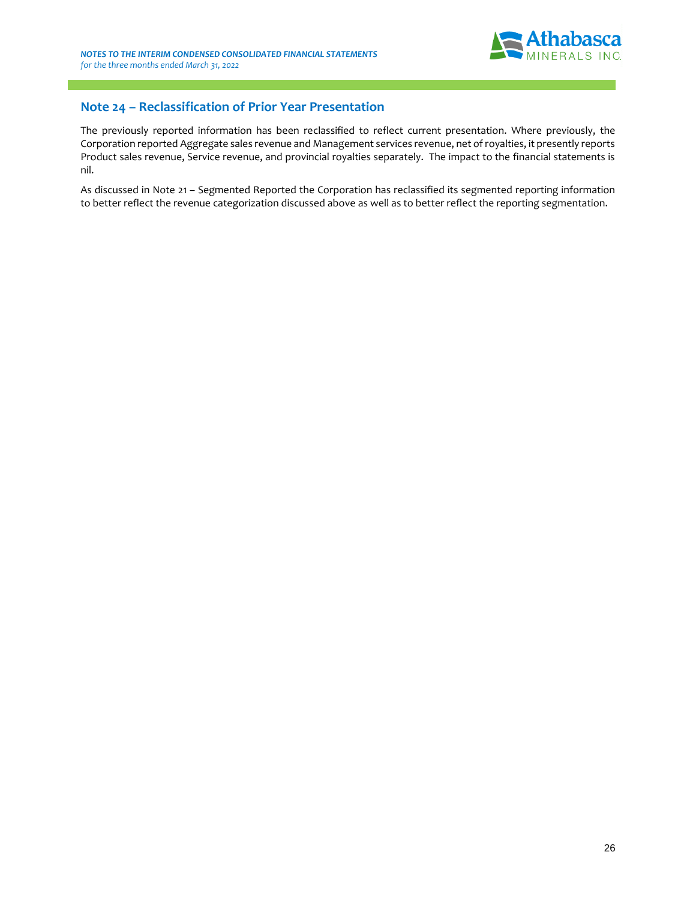## Note 24 – Reclassification of Prior Year Presentation

The previously reported information has been reclassified to reflect current presentation. Where previously, the Corporation reported Aggregate sales revenue and Management services revenue, net of royalties, it presently reports Product sales revenue, Service revenue, and provincial royalties separately. The impact to the financial statements is nil.

As discussed in Note 21 – Segmented Reported the Corporation has reclassified its segmented reporting information to better reflect the revenue categorization discussed above as well as to better reflect the reporting segmentation.